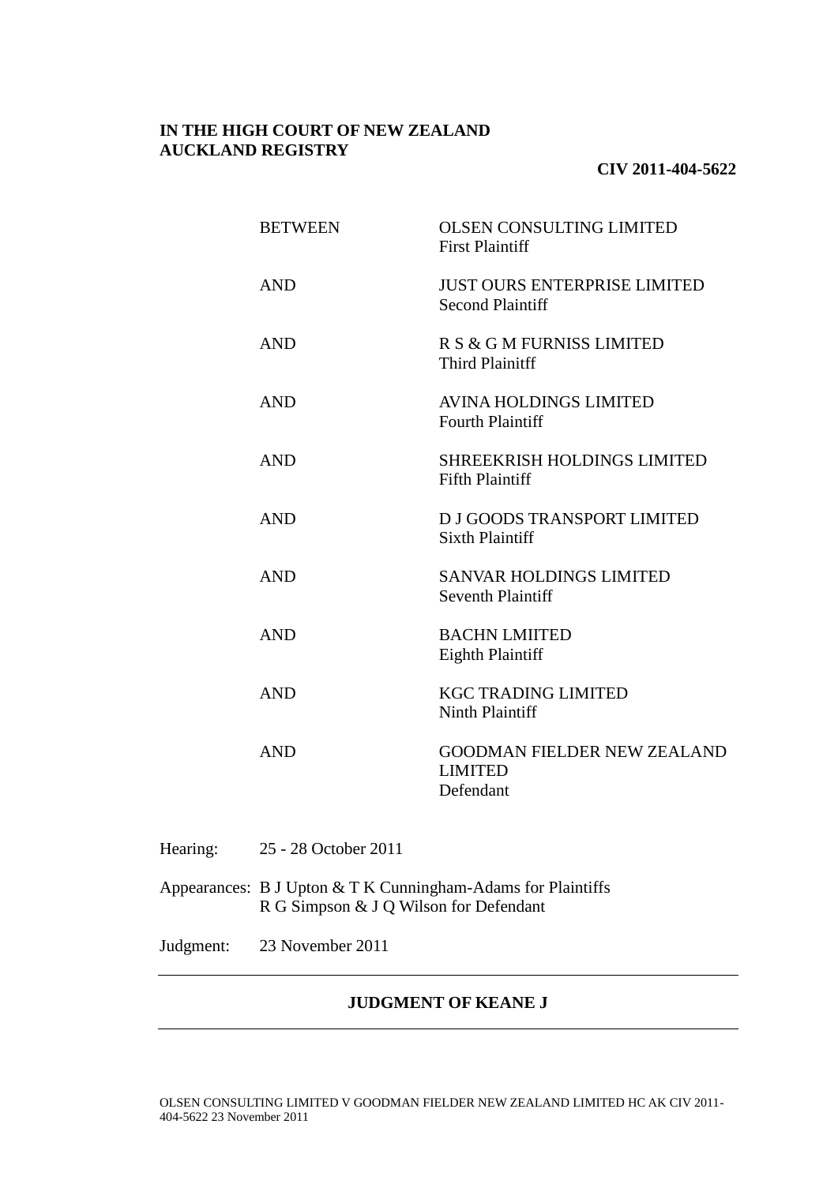**IN THE HIGH COURT OF NEW ZEALAND**
**AUCKLAND REGISTRY**

**CIV 2011-404-5622**

| | |
|---|---|
| BETWEEN | OLSEN CONSULTING LIMITED<br>First Plaintiff |
| AND | JUST OURS ENTERPRISE LIMITED<br>Second Plaintiff |
| AND | R S & G M FURNISS LIMITED<br>Third Plainitff |
| AND | AVINA HOLDINGS LIMITED<br>Fourth Plaintiff |
| AND | SHREEKRISH HOLDINGS LIMITED<br>Fifth Plaintiff |
| AND | D J GOODS TRANSPORT LIMITED<br>Sixth Plaintiff |
| AND | SANVAR HOLDINGS LIMITED<br>Seventh Plaintiff |
| AND | BACHN LMIITED<br>Eighth Plaintiff |
| AND | KGC TRADING LIMITED<br>Ninth Plaintiff |
| AND | GOODMAN FIELDER NEW ZEALAND LIMITED<br>Defendant |

Hearing: 25 - 28 October 2011

Appearances: B J Upton & T K Cunningham-Adams for Plaintiffs
R G Simpson & J Q Wilson for Defendant

Judgment: 23 November 2011

---

**JUDGMENT OF KEANE J**

---

OLSEN CONSULTING LIMITED V GOODMAN FIELDER NEW ZEALAND LIMITED HC AK CIV 2011-404-5622 23 November 2011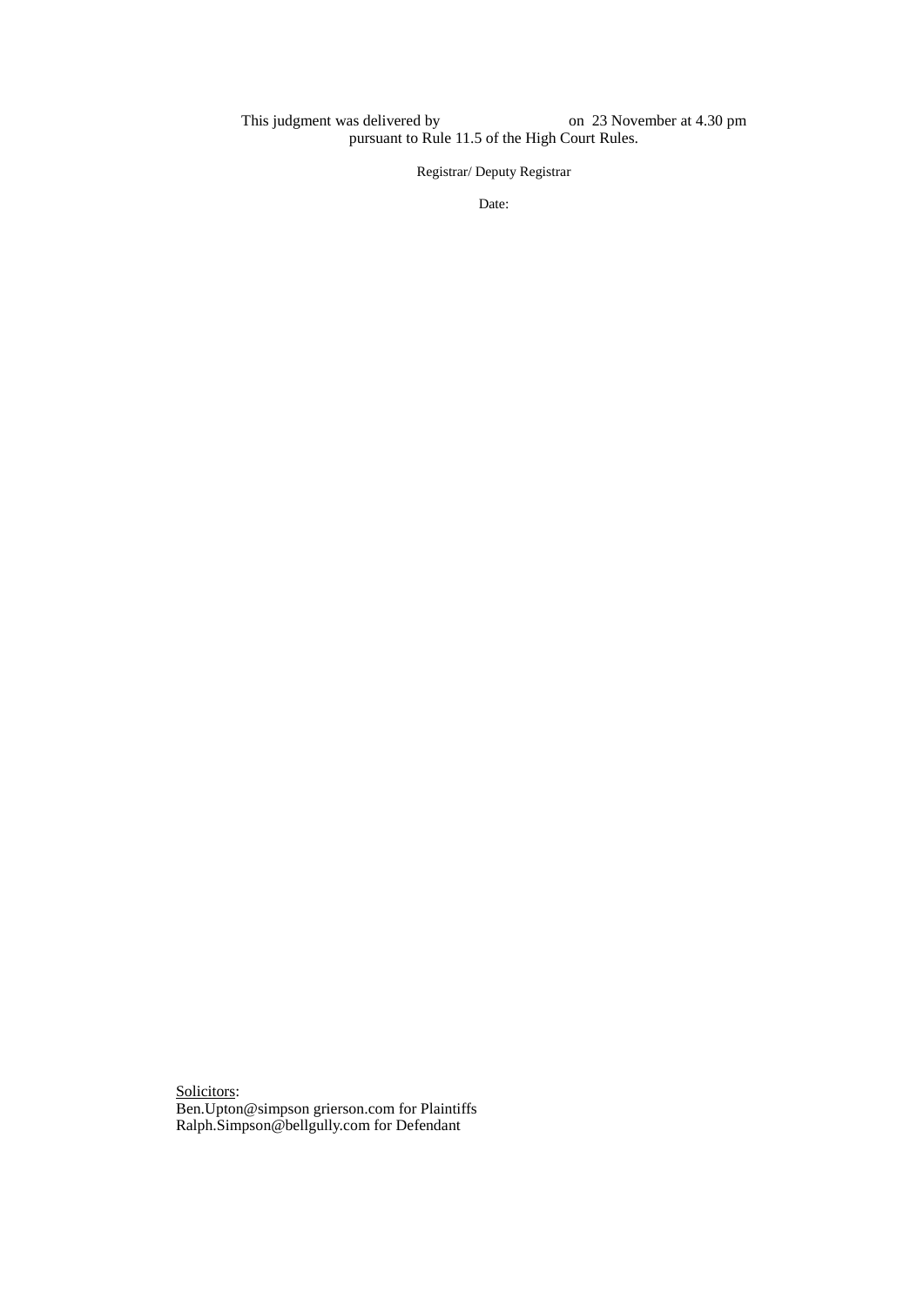This judgment was delivered by on 23 November at 4.30 pm pursuant to Rule 11.5 of the High Court Rules.

Registrar/ Deputy Registrar

Date:

Solicitors:
Ben.Upton@simpson grierson.com for Plaintiffs
Ralph.Simpson@bellgully.com for Defendant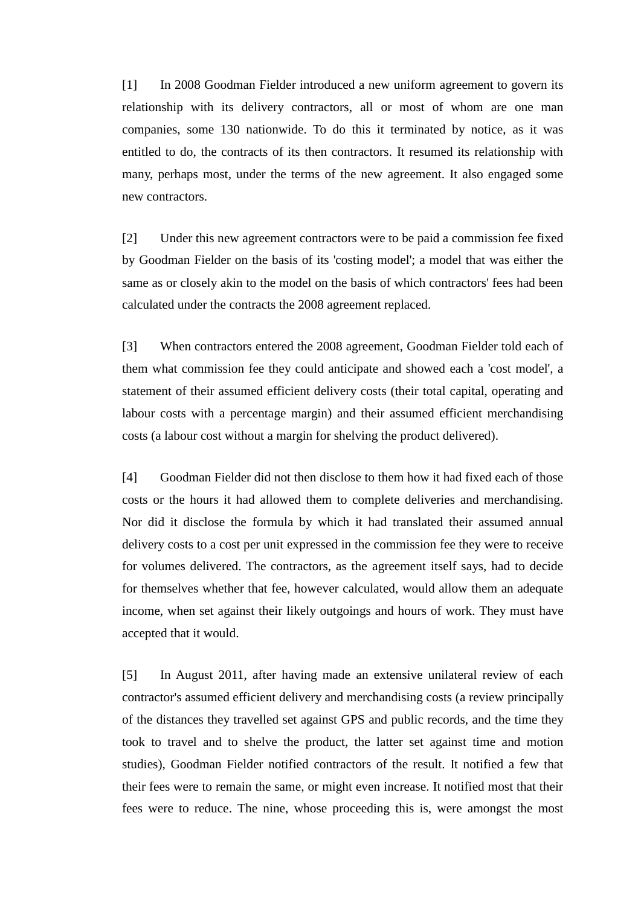[1] In 2008 Goodman Fielder introduced a new uniform agreement to govern its relationship with its delivery contractors, all or most of whom are one man companies, some 130 nationwide. To do this it terminated by notice, as it was entitled to do, the contracts of its then contractors. It resumed its relationship with many, perhaps most, under the terms of the new agreement. It also engaged some new contractors.

[2] Under this new agreement contractors were to be paid a commission fee fixed by Goodman Fielder on the basis of its 'costing model'; a model that was either the same as or closely akin to the model on the basis of which contractors' fees had been calculated under the contracts the 2008 agreement replaced.

[3] When contractors entered the 2008 agreement, Goodman Fielder told each of them what commission fee they could anticipate and showed each a 'cost model', a statement of their assumed efficient delivery costs (their total capital, operating and labour costs with a percentage margin) and their assumed efficient merchandising costs (a labour cost without a margin for shelving the product delivered).

[4] Goodman Fielder did not then disclose to them how it had fixed each of those costs or the hours it had allowed them to complete deliveries and merchandising. Nor did it disclose the formula by which it had translated their assumed annual delivery costs to a cost per unit expressed in the commission fee they were to receive for volumes delivered. The contractors, as the agreement itself says, had to decide for themselves whether that fee, however calculated, would allow them an adequate income, when set against their likely outgoings and hours of work. They must have accepted that it would.

[5] In August 2011, after having made an extensive unilateral review of each contractor's assumed efficient delivery and merchandising costs (a review principally of the distances they travelled set against GPS and public records, and the time they took to travel and to shelve the product, the latter set against time and motion studies), Goodman Fielder notified contractors of the result. It notified a few that their fees were to remain the same, or might even increase. It notified most that their fees were to reduce. The nine, whose proceeding this is, were amongst the most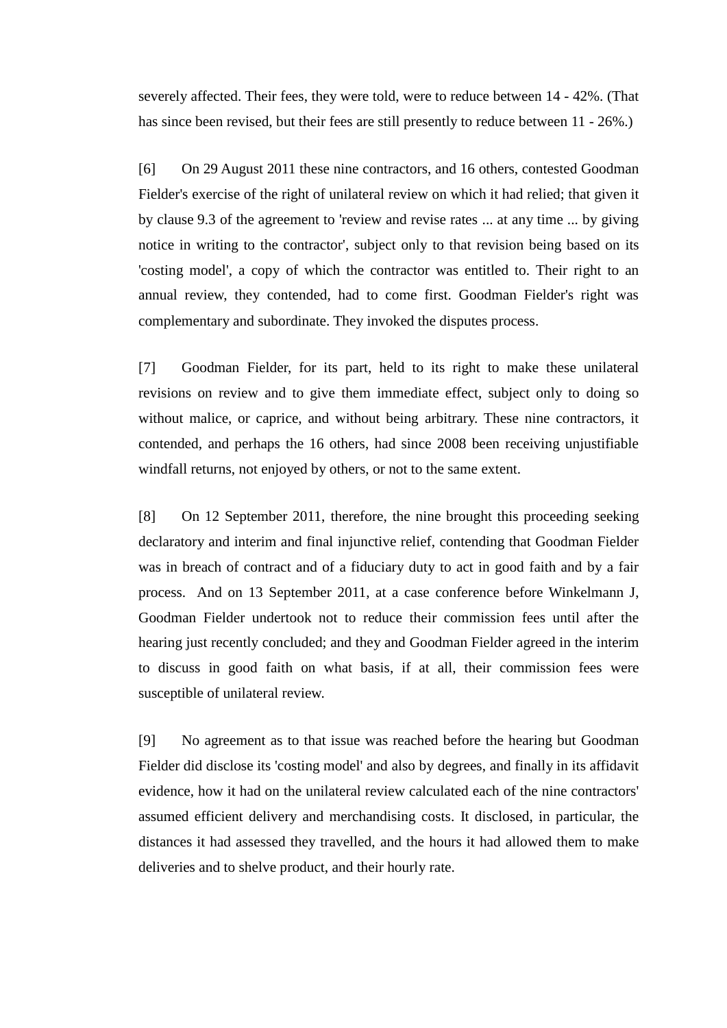severely affected. Their fees, they were told, were to reduce between 14 - 42%. (That has since been revised, but their fees are still presently to reduce between 11 - 26%.)

[6] On 29 August 2011 these nine contractors, and 16 others, contested Goodman Fielder's exercise of the right of unilateral review on which it had relied; that given it by clause 9.3 of the agreement to 'review and revise rates ... at any time ... by giving notice in writing to the contractor', subject only to that revision being based on its 'costing model', a copy of which the contractor was entitled to. Their right to an annual review, they contended, had to come first. Goodman Fielder's right was complementary and subordinate. They invoked the disputes process.

[7] Goodman Fielder, for its part, held to its right to make these unilateral revisions on review and to give them immediate effect, subject only to doing so without malice, or caprice, and without being arbitrary. These nine contractors, it contended, and perhaps the 16 others, had since 2008 been receiving unjustifiable windfall returns, not enjoyed by others, or not to the same extent.

[8] On 12 September 2011, therefore, the nine brought this proceeding seeking declaratory and interim and final injunctive relief, contending that Goodman Fielder was in breach of contract and of a fiduciary duty to act in good faith and by a fair process. And on 13 September 2011, at a case conference before Winkelmann J, Goodman Fielder undertook not to reduce their commission fees until after the hearing just recently concluded; and they and Goodman Fielder agreed in the interim to discuss in good faith on what basis, if at all, their commission fees were susceptible of unilateral review.

[9] No agreement as to that issue was reached before the hearing but Goodman Fielder did disclose its 'costing model' and also by degrees, and finally in its affidavit evidence, how it had on the unilateral review calculated each of the nine contractors' assumed efficient delivery and merchandising costs. It disclosed, in particular, the distances it had assessed they travelled, and the hours it had allowed them to make deliveries and to shelve product, and their hourly rate.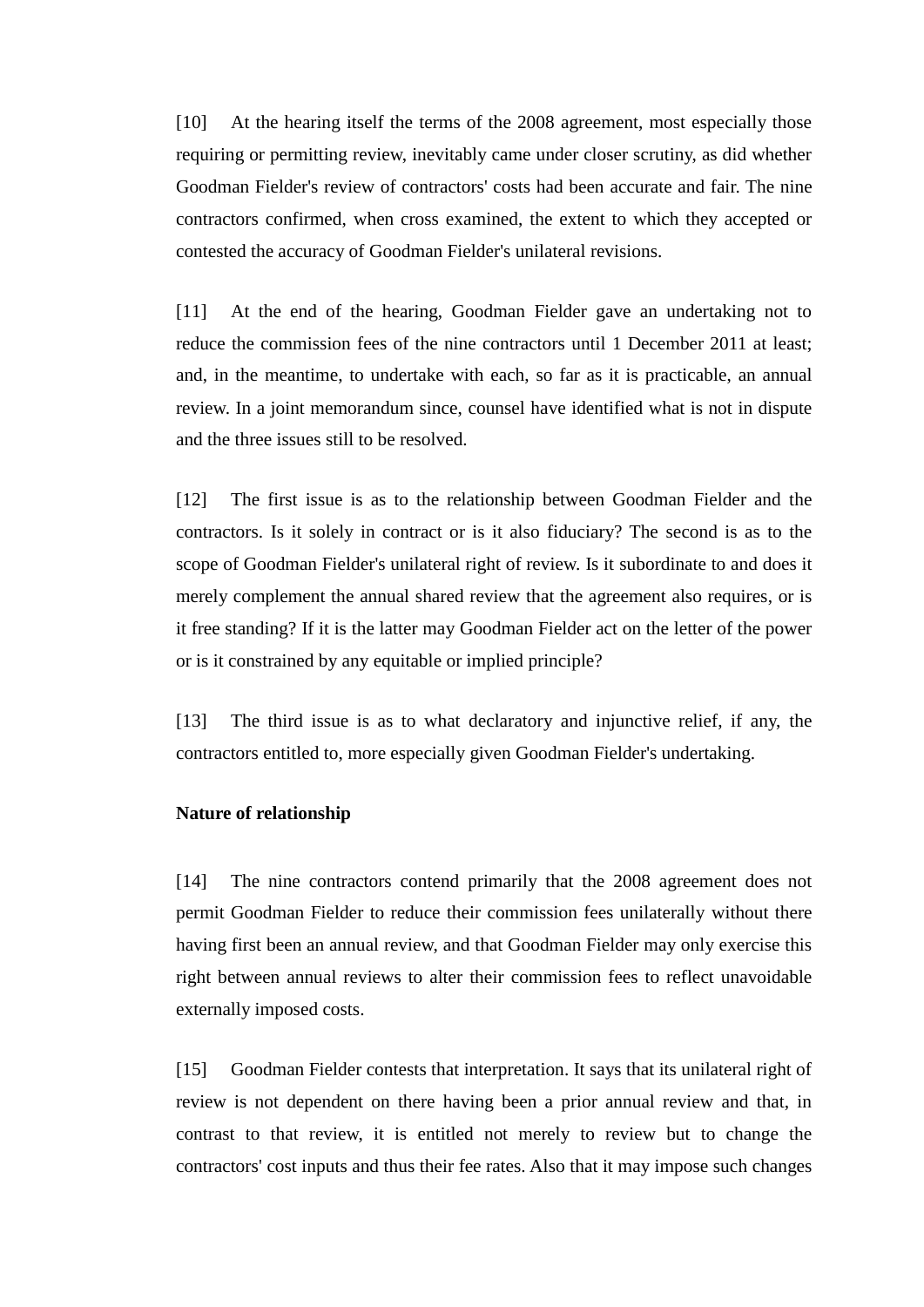[10] At the hearing itself the terms of the 2008 agreement, most especially those requiring or permitting review, inevitably came under closer scrutiny, as did whether Goodman Fielder's review of contractors' costs had been accurate and fair. The nine contractors confirmed, when cross examined, the extent to which they accepted or contested the accuracy of Goodman Fielder's unilateral revisions.

[11] At the end of the hearing, Goodman Fielder gave an undertaking not to reduce the commission fees of the nine contractors until 1 December 2011 at least; and, in the meantime, to undertake with each, so far as it is practicable, an annual review. In a joint memorandum since, counsel have identified what is not in dispute and the three issues still to be resolved.

[12] The first issue is as to the relationship between Goodman Fielder and the contractors. Is it solely in contract or is it also fiduciary? The second is as to the scope of Goodman Fielder's unilateral right of review. Is it subordinate to and does it merely complement the annual shared review that the agreement also requires, or is it free standing? If it is the latter may Goodman Fielder act on the letter of the power or is it constrained by any equitable or implied principle?

[13] The third issue is as to what declaratory and injunctive relief, if any, the contractors entitled to, more especially given Goodman Fielder's undertaking.

**Nature of relationship**

[14] The nine contractors contend primarily that the 2008 agreement does not permit Goodman Fielder to reduce their commission fees unilaterally without there having first been an annual review, and that Goodman Fielder may only exercise this right between annual reviews to alter their commission fees to reflect unavoidable externally imposed costs.

[15] Goodman Fielder contests that interpretation. It says that its unilateral right of review is not dependent on there having been a prior annual review and that, in contrast to that review, it is entitled not merely to review but to change the contractors' cost inputs and thus their fee rates. Also that it may impose such changes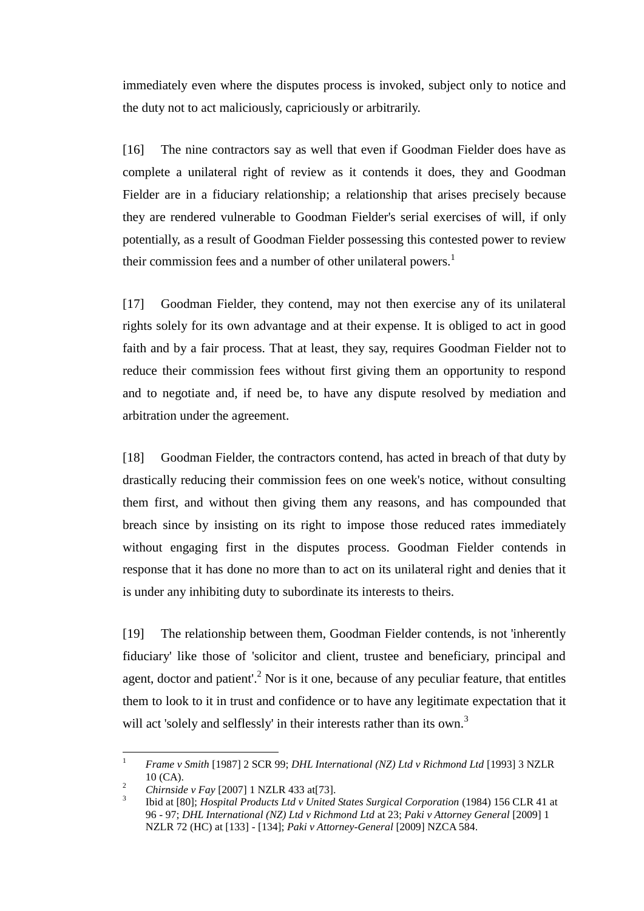immediately even where the disputes process is invoked, subject only to notice and the duty not to act maliciously, capriciously or arbitrarily.

[16] The nine contractors say as well that even if Goodman Fielder does have as complete a unilateral right of review as it contends it does, they and Goodman Fielder are in a fiduciary relationship; a relationship that arises precisely because they are rendered vulnerable to Goodman Fielder's serial exercises of will, if only potentially, as a result of Goodman Fielder possessing this contested power to review their commission fees and a number of other unilateral powers.[1]

[17] Goodman Fielder, they contend, may not then exercise any of its unilateral rights solely for its own advantage and at their expense. It is obliged to act in good faith and by a fair process. That at least, they say, requires Goodman Fielder not to reduce their commission fees without first giving them an opportunity to respond and to negotiate and, if need be, to have any dispute resolved by mediation and arbitration under the agreement.

[18] Goodman Fielder, the contractors contend, has acted in breach of that duty by drastically reducing their commission fees on one week's notice, without consulting them first, and without then giving them any reasons, and has compounded that breach since by insisting on its right to impose those reduced rates immediately without engaging first in the disputes process. Goodman Fielder contends in response that it has done no more than to act on its unilateral right and denies that it is under any inhibiting duty to subordinate its interests to theirs.

[19] The relationship between them, Goodman Fielder contends, is not 'inherently fiduciary' like those of 'solicitor and client, trustee and beneficiary, principal and agent, doctor and patient'.[2] Nor is it one, because of any peculiar feature, that entitles them to look to it in trust and confidence or to have any legitimate expectation that it will act 'solely and selflessly' in their interests rather than its own.[3]

---

[1] *Frame v Smith* [1987] 2 SCR 99; *DHL International (NZ) Ltd v Richmond Ltd* [1993] 3 NZLR 10 (CA).

[2] *Chirnside v Fay* [2007] 1 NZLR 433 at[73].

[3] Ibid at [80]; *Hospital Products Ltd v United States Surgical Corporation* (1984) 156 CLR 41 at 96 - 97; *DHL International (NZ) Ltd v Richmond Ltd* at 23; *Paki v Attorney General* [2009] 1 NZLR 72 (HC) at [133] - [134]; *Paki v Attorney-General* [2009] NZCA 584.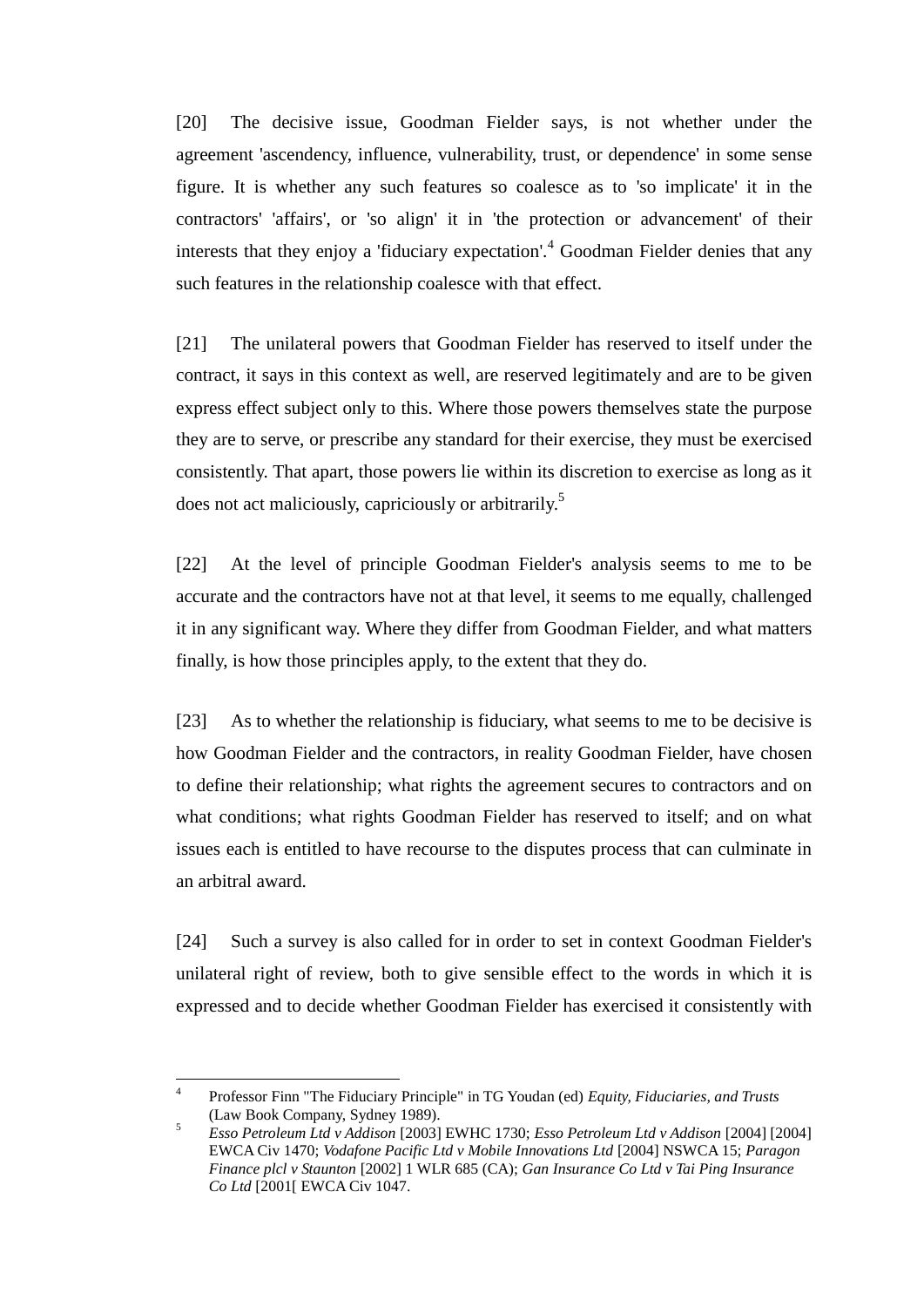[20] The decisive issue, Goodman Fielder says, is not whether under the agreement 'ascendency, influence, vulnerability, trust, or dependence' in some sense figure. It is whether any such features so coalesce as to 'so implicate' it in the contractors' 'affairs', or 'so align' it in 'the protection or advancement' of their interests that they enjoy a 'fiduciary expectation'.[4] Goodman Fielder denies that any such features in the relationship coalesce with that effect.

[21] The unilateral powers that Goodman Fielder has reserved to itself under the contract, it says in this context as well, are reserved legitimately and are to be given express effect subject only to this. Where those powers themselves state the purpose they are to serve, or prescribe any standard for their exercise, they must be exercised consistently. That apart, those powers lie within its discretion to exercise as long as it does not act maliciously, capriciously or arbitrarily.[5]

[22] At the level of principle Goodman Fielder's analysis seems to me to be accurate and the contractors have not at that level, it seems to me equally, challenged it in any significant way. Where they differ from Goodman Fielder, and what matters finally, is how those principles apply, to the extent that they do.

[23] As to whether the relationship is fiduciary, what seems to me to be decisive is how Goodman Fielder and the contractors, in reality Goodman Fielder, have chosen to define their relationship; what rights the agreement secures to contractors and on what conditions; what rights Goodman Fielder has reserved to itself; and on what issues each is entitled to have recourse to the disputes process that can culminate in an arbitral award.

[24] Such a survey is also called for in order to set in context Goodman Fielder's unilateral right of review, both to give sensible effect to the words in which it is expressed and to decide whether Goodman Fielder has exercised it consistently with

---

[4] Professor Finn "The Fiduciary Principle" in TG Youdan (ed) *Equity, Fiduciaries, and Trusts* (Law Book Company, Sydney 1989).

[5] *Esso Petroleum Ltd v Addison* [2003] EWHC 1730; *Esso Petroleum Ltd v Addison* [2004] [2004] EWCA Civ 1470; *Vodafone Pacific Ltd v Mobile Innovations Ltd* [2004] NSWCA 15; *Paragon Finance plcl v Staunton* [2002] 1 WLR 685 (CA); *Gan Insurance Co Ltd v Tai Ping Insurance Co Ltd* [2001[ EWCA Civ 1047.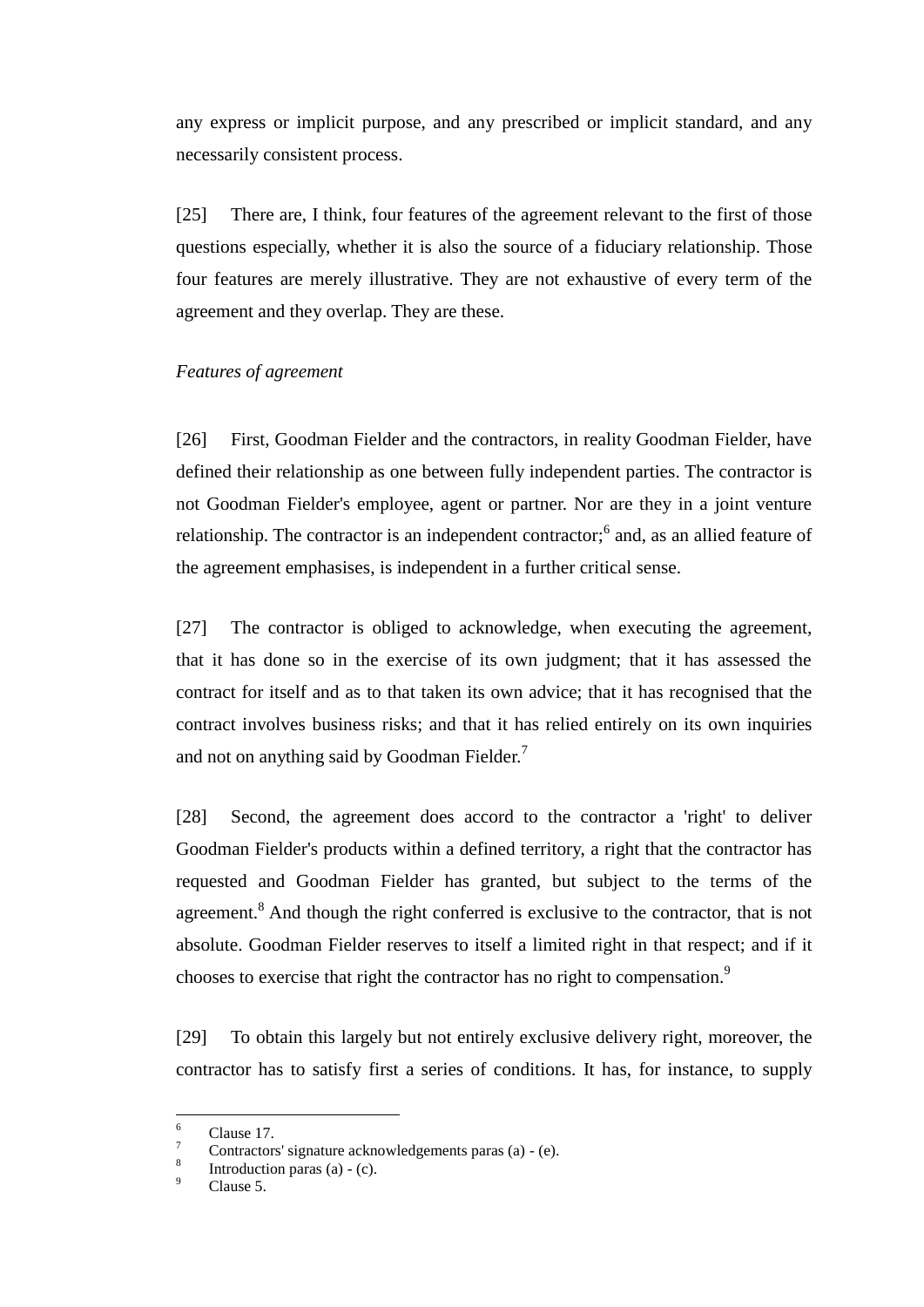any express or implicit purpose, and any prescribed or implicit standard, and any necessarily consistent process.

[25] There are, I think, four features of the agreement relevant to the first of those questions especially, whether it is also the source of a fiduciary relationship. Those four features are merely illustrative. They are not exhaustive of every term of the agreement and they overlap. They are these.

*Features of agreement*

[26] First, Goodman Fielder and the contractors, in reality Goodman Fielder, have defined their relationship as one between fully independent parties. The contractor is not Goodman Fielder's employee, agent or partner. Nor are they in a joint venture relationship. The contractor is an independent contractor;[6] and, as an allied feature of the agreement emphasises, is independent in a further critical sense.

[27] The contractor is obliged to acknowledge, when executing the agreement, that it has done so in the exercise of its own judgment; that it has assessed the contract for itself and as to that taken its own advice; that it has recognised that the contract involves business risks; and that it has relied entirely on its own inquiries and not on anything said by Goodman Fielder.[7]

[28] Second, the agreement does accord to the contractor a 'right' to deliver Goodman Fielder's products within a defined territory, a right that the contractor has requested and Goodman Fielder has granted, but subject to the terms of the agreement.[8] And though the right conferred is exclusive to the contractor, that is not absolute. Goodman Fielder reserves to itself a limited right in that respect; and if it chooses to exercise that right the contractor has no right to compensation.[9]

[29] To obtain this largely but not entirely exclusive delivery right, moreover, the contractor has to satisfy first a series of conditions. It has, for instance, to supply

---

[6] Clause 17.

[7] Contractors' signature acknowledgements paras (a) - (e).

[8] Introduction paras (a) - (c).

[9] Clause 5.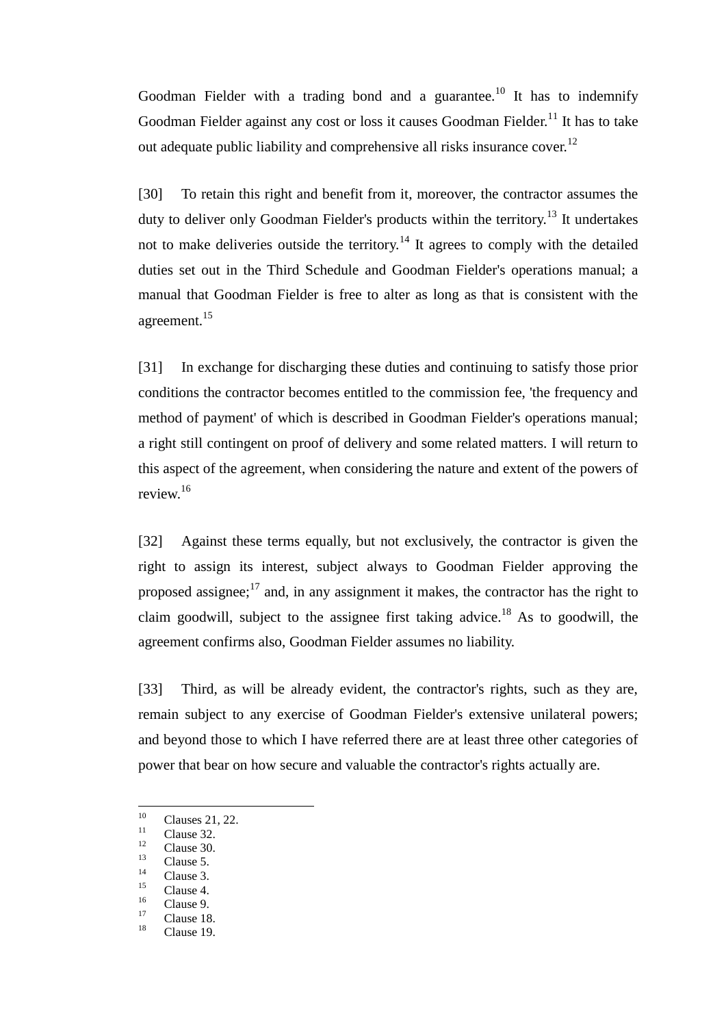Goodman Fielder with a trading bond and a guarantee.[10] It has to indemnify Goodman Fielder against any cost or loss it causes Goodman Fielder.[11] It has to take out adequate public liability and comprehensive all risks insurance cover.[12]

[30] To retain this right and benefit from it, moreover, the contractor assumes the duty to deliver only Goodman Fielder's products within the territory.[13] It undertakes not to make deliveries outside the territory.[14] It agrees to comply with the detailed duties set out in the Third Schedule and Goodman Fielder's operations manual; a manual that Goodman Fielder is free to alter as long as that is consistent with the agreement.[15]

[31] In exchange for discharging these duties and continuing to satisfy those prior conditions the contractor becomes entitled to the commission fee, 'the frequency and method of payment' of which is described in Goodman Fielder's operations manual; a right still contingent on proof of delivery and some related matters. I will return to this aspect of the agreement, when considering the nature and extent of the powers of review.[16]

[32] Against these terms equally, but not exclusively, the contractor is given the right to assign its interest, subject always to Goodman Fielder approving the proposed assignee;[17] and, in any assignment it makes, the contractor has the right to claim goodwill, subject to the assignee first taking advice.[18] As to goodwill, the agreement confirms also, Goodman Fielder assumes no liability.

[33] Third, as will be already evident, the contractor's rights, such as they are, remain subject to any exercise of Goodman Fielder's extensive unilateral powers; and beyond those to which I have referred there are at least three other categories of power that bear on how secure and valuable the contractor's rights actually are.

---

[10] Clauses 21, 22.
[11] Clause 32.
[12] Clause 30.
[13] Clause 5.
[14] Clause 3.
[15] Clause 4.
[16] Clause 9.
[17] Clause 18.
[18] Clause 19.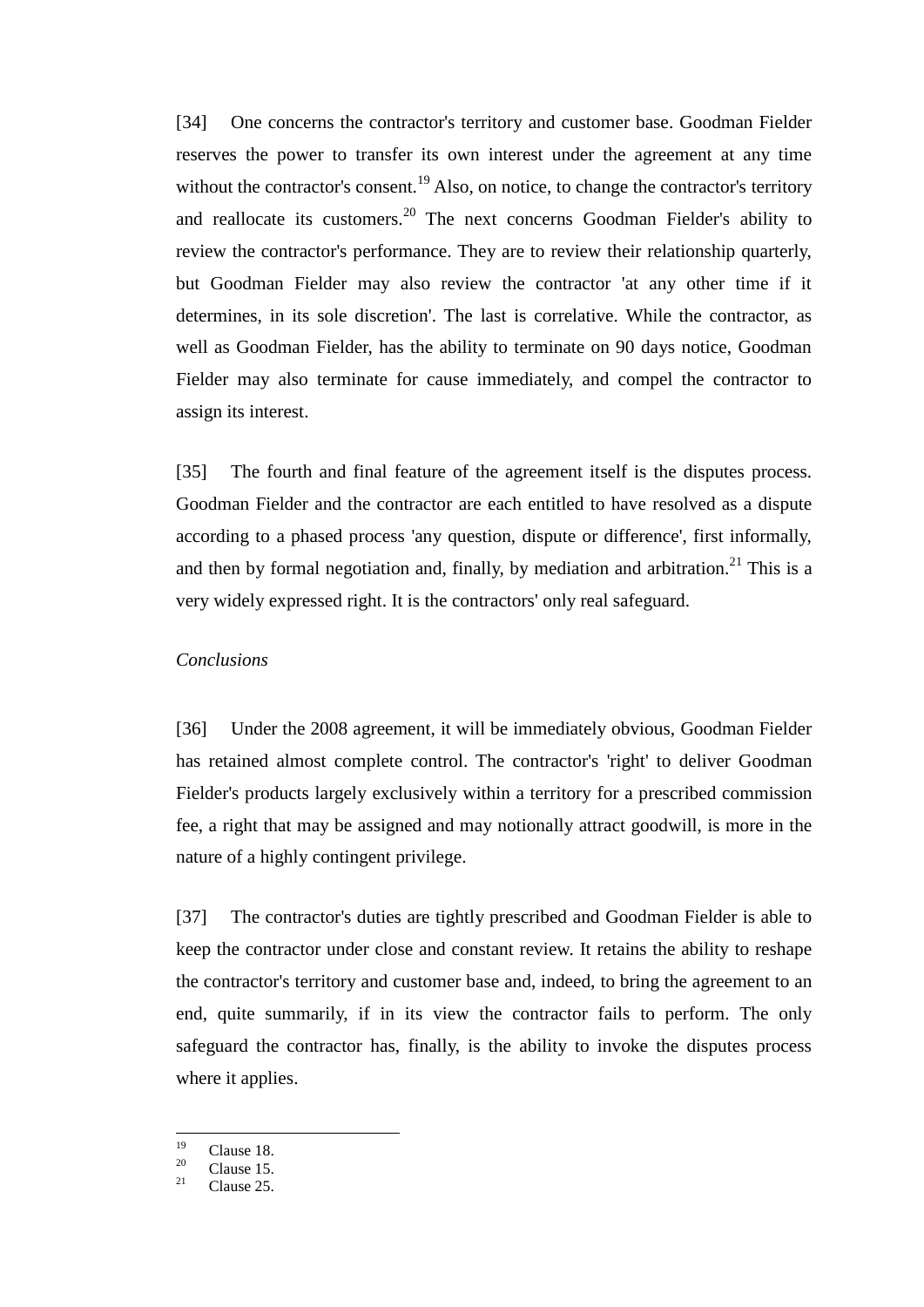[34] One concerns the contractor's territory and customer base. Goodman Fielder reserves the power to transfer its own interest under the agreement at any time without the contractor's consent.[19] Also, on notice, to change the contractor's territory and reallocate its customers.[20] The next concerns Goodman Fielder's ability to review the contractor's performance. They are to review their relationship quarterly, but Goodman Fielder may also review the contractor 'at any other time if it determines, in its sole discretion'. The last is correlative. While the contractor, as well as Goodman Fielder, has the ability to terminate on 90 days notice, Goodman Fielder may also terminate for cause immediately, and compel the contractor to assign its interest.

[35] The fourth and final feature of the agreement itself is the disputes process. Goodman Fielder and the contractor are each entitled to have resolved as a dispute according to a phased process 'any question, dispute or difference', first informally, and then by formal negotiation and, finally, by mediation and arbitration.[21] This is a very widely expressed right. It is the contractors' only real safeguard.

*Conclusions*

[36] Under the 2008 agreement, it will be immediately obvious, Goodman Fielder has retained almost complete control. The contractor's 'right' to deliver Goodman Fielder's products largely exclusively within a territory for a prescribed commission fee, a right that may be assigned and may notionally attract goodwill, is more in the nature of a highly contingent privilege.

[37] The contractor's duties are tightly prescribed and Goodman Fielder is able to keep the contractor under close and constant review. It retains the ability to reshape the contractor's territory and customer base and, indeed, to bring the agreement to an end, quite summarily, if in its view the contractor fails to perform. The only safeguard the contractor has, finally, is the ability to invoke the disputes process where it applies.

---

[19] Clause 18.
[20] Clause 15.
[21] Clause 25.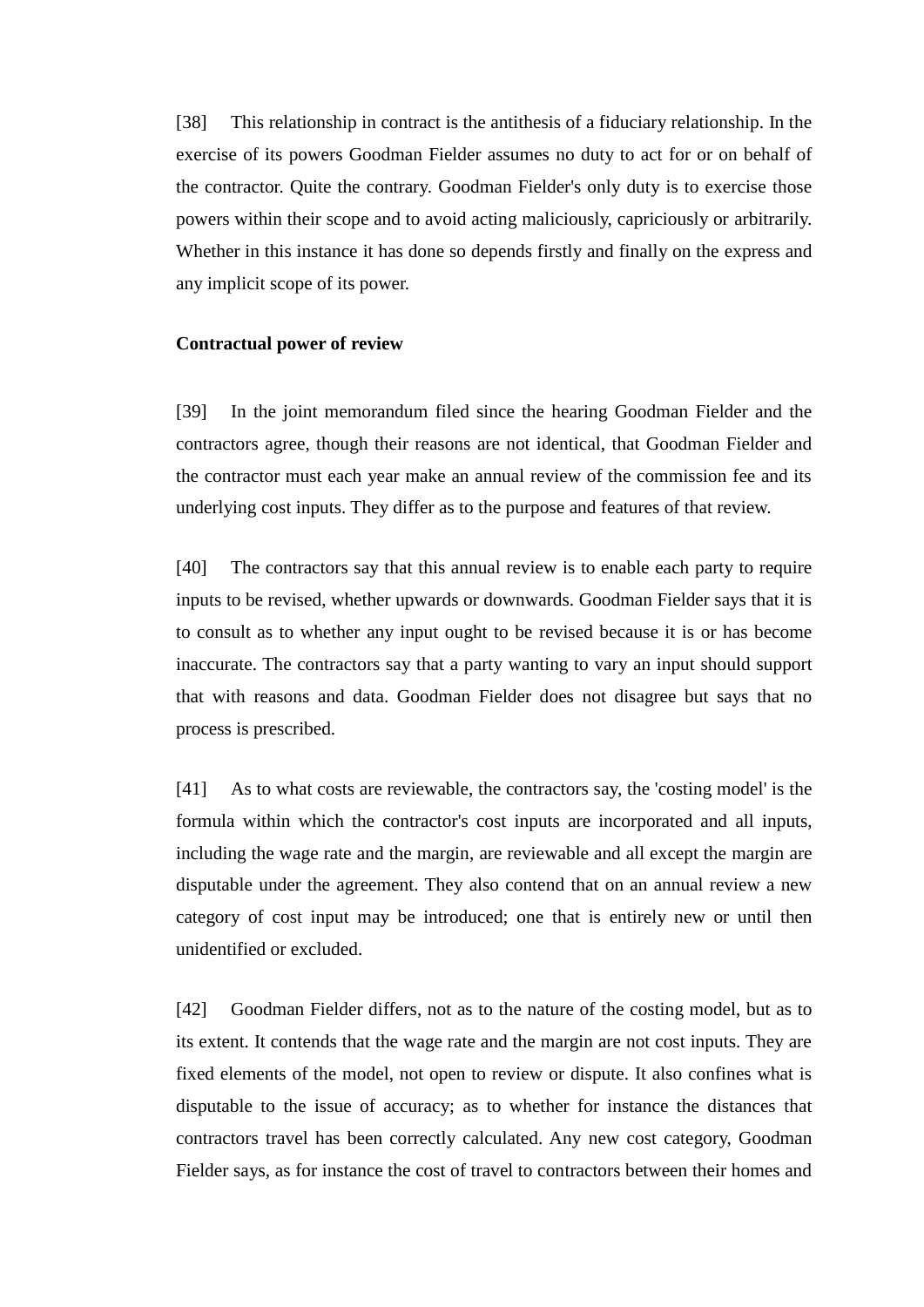[38] This relationship in contract is the antithesis of a fiduciary relationship. In the exercise of its powers Goodman Fielder assumes no duty to act for or on behalf of the contractor. Quite the contrary. Goodman Fielder's only duty is to exercise those powers within their scope and to avoid acting maliciously, capriciously or arbitrarily. Whether in this instance it has done so depends firstly and finally on the express and any implicit scope of its power.

**Contractual power of review**

[39] In the joint memorandum filed since the hearing Goodman Fielder and the contractors agree, though their reasons are not identical, that Goodman Fielder and the contractor must each year make an annual review of the commission fee and its underlying cost inputs. They differ as to the purpose and features of that review.

[40] The contractors say that this annual review is to enable each party to require inputs to be revised, whether upwards or downwards. Goodman Fielder says that it is to consult as to whether any input ought to be revised because it is or has become inaccurate. The contractors say that a party wanting to vary an input should support that with reasons and data. Goodman Fielder does not disagree but says that no process is prescribed.

[41] As to what costs are reviewable, the contractors say, the 'costing model' is the formula within which the contractor's cost inputs are incorporated and all inputs, including the wage rate and the margin, are reviewable and all except the margin are disputable under the agreement. They also contend that on an annual review a new category of cost input may be introduced; one that is entirely new or until then unidentified or excluded.

[42] Goodman Fielder differs, not as to the nature of the costing model, but as to its extent. It contends that the wage rate and the margin are not cost inputs. They are fixed elements of the model, not open to review or dispute. It also confines what is disputable to the issue of accuracy; as to whether for instance the distances that contractors travel has been correctly calculated. Any new cost category, Goodman Fielder says, as for instance the cost of travel to contractors between their homes and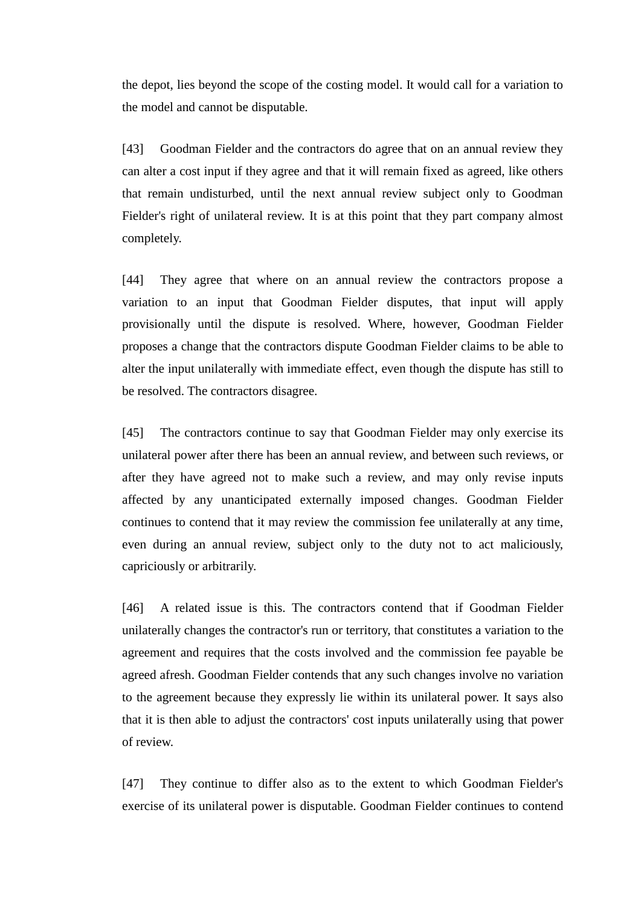the depot, lies beyond the scope of the costing model. It would call for a variation to the model and cannot be disputable.

[43] Goodman Fielder and the contractors do agree that on an annual review they can alter a cost input if they agree and that it will remain fixed as agreed, like others that remain undisturbed, until the next annual review subject only to Goodman Fielder's right of unilateral review. It is at this point that they part company almost completely.

[44] They agree that where on an annual review the contractors propose a variation to an input that Goodman Fielder disputes, that input will apply provisionally until the dispute is resolved. Where, however, Goodman Fielder proposes a change that the contractors dispute Goodman Fielder claims to be able to alter the input unilaterally with immediate effect, even though the dispute has still to be resolved. The contractors disagree.

[45] The contractors continue to say that Goodman Fielder may only exercise its unilateral power after there has been an annual review, and between such reviews, or after they have agreed not to make such a review, and may only revise inputs affected by any unanticipated externally imposed changes. Goodman Fielder continues to contend that it may review the commission fee unilaterally at any time, even during an annual review, subject only to the duty not to act maliciously, capriciously or arbitrarily.

[46] A related issue is this. The contractors contend that if Goodman Fielder unilaterally changes the contractor's run or territory, that constitutes a variation to the agreement and requires that the costs involved and the commission fee payable be agreed afresh. Goodman Fielder contends that any such changes involve no variation to the agreement because they expressly lie within its unilateral power. It says also that it is then able to adjust the contractors' cost inputs unilaterally using that power of review.

[47] They continue to differ also as to the extent to which Goodman Fielder's exercise of its unilateral power is disputable. Goodman Fielder continues to contend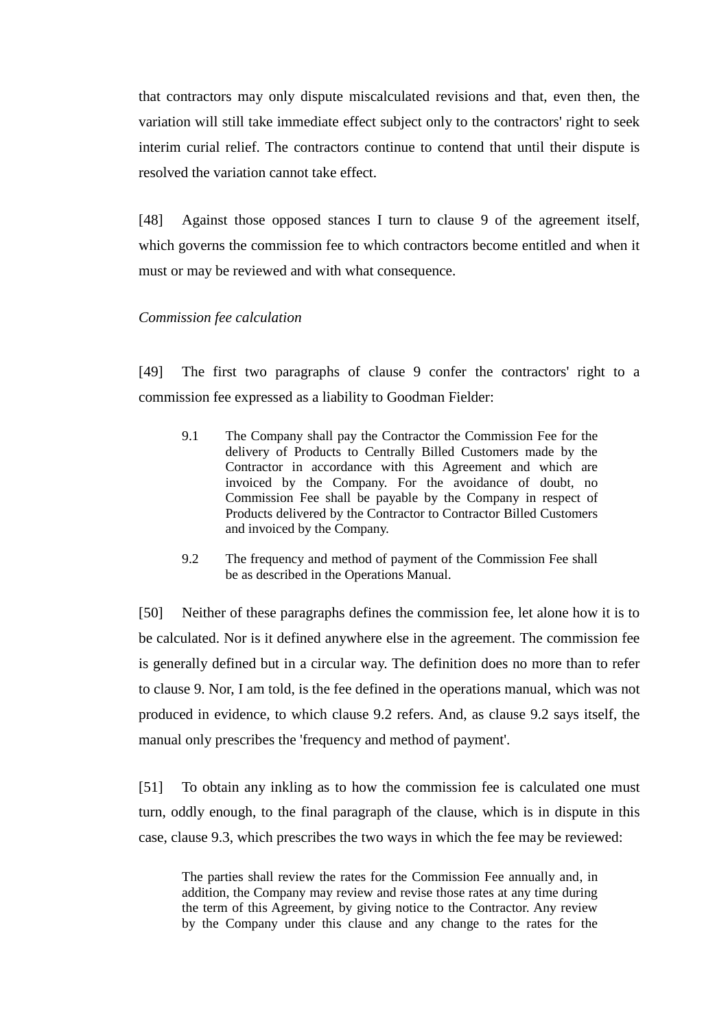that contractors may only dispute miscalculated revisions and that, even then, the variation will still take immediate effect subject only to the contractors' right to seek interim curial relief. The contractors continue to contend that until their dispute is resolved the variation cannot take effect.

[48] Against those opposed stances I turn to clause 9 of the agreement itself, which governs the commission fee to which contractors become entitled and when it must or may be reviewed and with what consequence.

*Commission fee calculation*

[49] The first two paragraphs of clause 9 confer the contractors' right to a commission fee expressed as a liability to Goodman Fielder:

> 9.1 The Company shall pay the Contractor the Commission Fee for the delivery of Products to Centrally Billed Customers made by the Contractor in accordance with this Agreement and which are invoiced by the Company. For the avoidance of doubt, no Commission Fee shall be payable by the Company in respect of Products delivered by the Contractor to Contractor Billed Customers and invoiced by the Company.
>
> 9.2 The frequency and method of payment of the Commission Fee shall be as described in the Operations Manual.

[50] Neither of these paragraphs defines the commission fee, let alone how it is to be calculated. Nor is it defined anywhere else in the agreement. The commission fee is generally defined but in a circular way. The definition does no more than to refer to clause 9. Nor, I am told, is the fee defined in the operations manual, which was not produced in evidence, to which clause 9.2 refers. And, as clause 9.2 says itself, the manual only prescribes the 'frequency and method of payment'.

[51] To obtain any inkling as to how the commission fee is calculated one must turn, oddly enough, to the final paragraph of the clause, which is in dispute in this case, clause 9.3, which prescribes the two ways in which the fee may be reviewed:

> The parties shall review the rates for the Commission Fee annually and, in addition, the Company may review and revise those rates at any time during the term of this Agreement, by giving notice to the Contractor. Any review by the Company under this clause and any change to the rates for the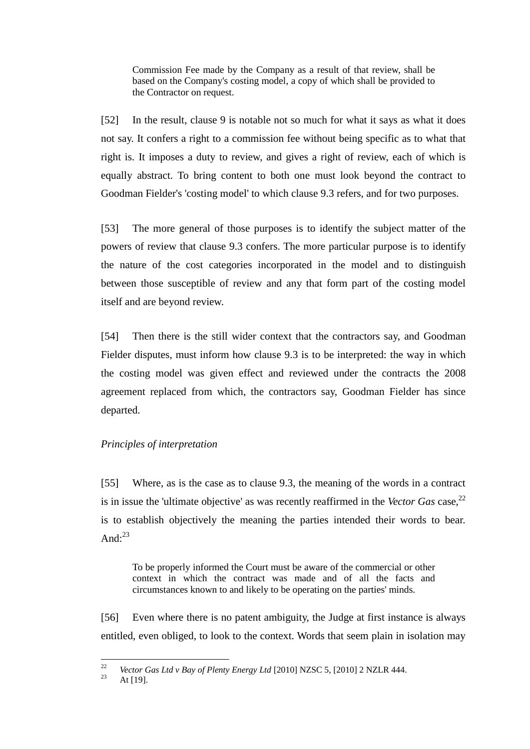> Commission Fee made by the Company as a result of that review, shall be based on the Company's costing model, a copy of which shall be provided to the Contractor on request.

[52] In the result, clause 9 is notable not so much for what it says as what it does not say. It confers a right to a commission fee without being specific as to what that right is. It imposes a duty to review, and gives a right of review, each of which is equally abstract. To bring content to both one must look beyond the contract to Goodman Fielder's 'costing model' to which clause 9.3 refers, and for two purposes.

[53] The more general of those purposes is to identify the subject matter of the powers of review that clause 9.3 confers. The more particular purpose is to identify the nature of the cost categories incorporated in the model and to distinguish between those susceptible of review and any that form part of the costing model itself and are beyond review.

[54] Then there is the still wider context that the contractors say, and Goodman Fielder disputes, must inform how clause 9.3 is to be interpreted: the way in which the costing model was given effect and reviewed under the contracts the 2008 agreement replaced from which, the contractors say, Goodman Fielder has since departed.

*Principles of interpretation*

[55] Where, as is the case as to clause 9.3, the meaning of the words in a contract is in issue the 'ultimate objective' as was recently reaffirmed in the *Vector Gas* case,[22] is to establish objectively the meaning the parties intended their words to bear. And:[23]

> To be properly informed the Court must be aware of the commercial or other context in which the contract was made and of all the facts and circumstances known to and likely to be operating on the parties' minds.

[56] Even where there is no patent ambiguity, the Judge at first instance is always entitled, even obliged, to look to the context. Words that seem plain in isolation may

---

[22] *Vector Gas Ltd v Bay of Plenty Energy Ltd* [2010] NZSC 5, [2010] 2 NZLR 444.

[23] At [19].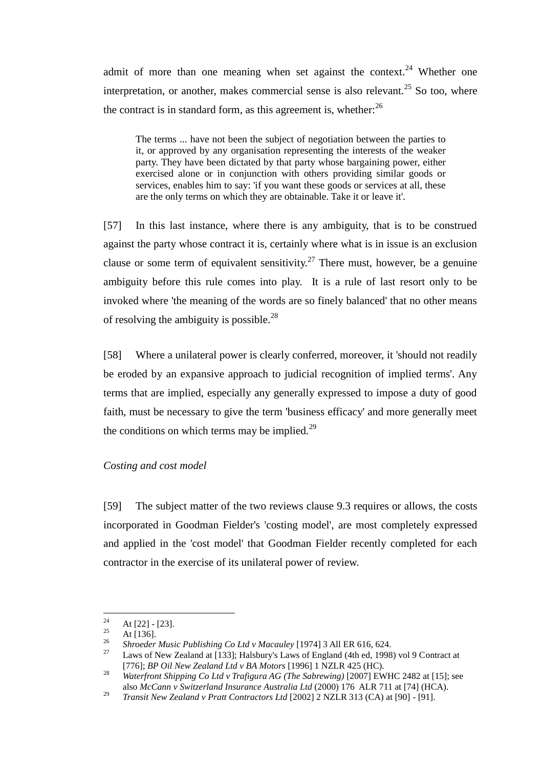admit of more than one meaning when set against the context.[24] Whether one interpretation, or another, makes commercial sense is also relevant.[25] So too, where the contract is in standard form, as this agreement is, whether:[26]

> The terms ... have not been the subject of negotiation between the parties to it, or approved by any organisation representing the interests of the weaker party. They have been dictated by that party whose bargaining power, either exercised alone or in conjunction with others providing similar goods or services, enables him to say: 'if you want these goods or services at all, these are the only terms on which they are obtainable. Take it or leave it'.

[57] In this last instance, where there is any ambiguity, that is to be construed against the party whose contract it is, certainly where what is in issue is an exclusion clause or some term of equivalent sensitivity.[27] There must, however, be a genuine ambiguity before this rule comes into play. It is a rule of last resort only to be invoked where 'the meaning of the words are so finely balanced' that no other means of resolving the ambiguity is possible.[28]

[58] Where a unilateral power is clearly conferred, moreover, it 'should not readily be eroded by an expansive approach to judicial recognition of implied terms'. Any terms that are implied, especially any generally expressed to impose a duty of good faith, must be necessary to give the term 'business efficacy' and more generally meet the conditions on which terms may be implied.[29]

*Costing and cost model*

[59] The subject matter of the two reviews clause 9.3 requires or allows, the costs incorporated in Goodman Fielder's 'costing model', are most completely expressed and applied in the 'cost model' that Goodman Fielder recently completed for each contractor in the exercise of its unilateral power of review.

---

[24] At [22] - [23].

[25] At [136].

[26] *Shroeder Music Publishing Co Ltd v Macauley* [1974] 3 All ER 616, 624.

[27] Laws of New Zealand at [133]; Halsbury's Laws of England (4th ed, 1998) vol 9 Contract at [776]; *BP Oil New Zealand Ltd v BA Motors* [1996] 1 NZLR 425 (HC).

[28] *Waterfront Shipping Co Ltd v Trafigura AG (The Sabrewing)* [2007] EWHC 2482 at [15]; see also *McCann v Switzerland Insurance Australia Ltd* (2000) 176 ALR 711 at [74] (HCA).

[29] *Transit New Zealand v Pratt Contractors Ltd* [2002] 2 NZLR 313 (CA) at [90] - [91].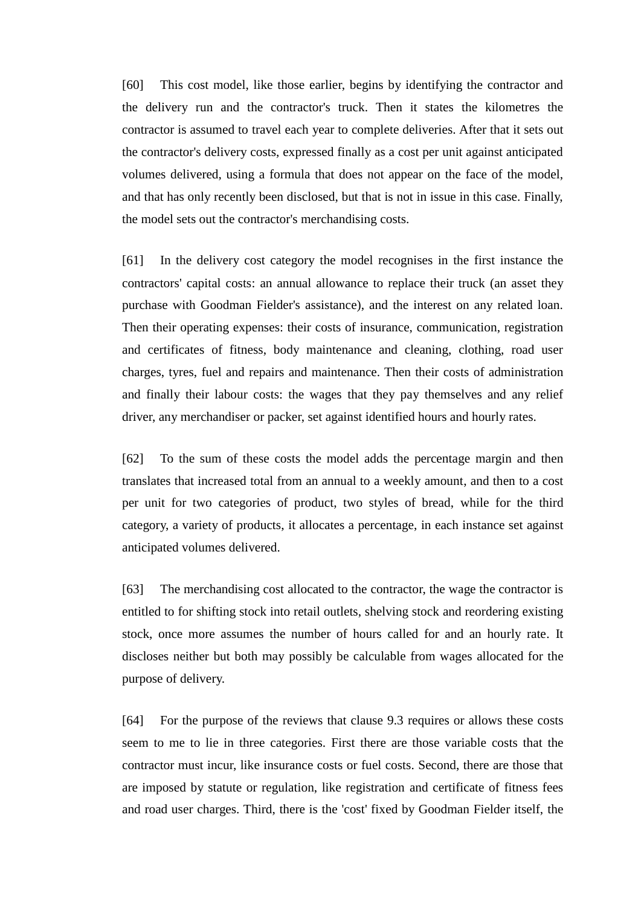[60] This cost model, like those earlier, begins by identifying the contractor and the delivery run and the contractor's truck. Then it states the kilometres the contractor is assumed to travel each year to complete deliveries. After that it sets out the contractor's delivery costs, expressed finally as a cost per unit against anticipated volumes delivered, using a formula that does not appear on the face of the model, and that has only recently been disclosed, but that is not in issue in this case. Finally, the model sets out the contractor's merchandising costs.

[61] In the delivery cost category the model recognises in the first instance the contractors' capital costs: an annual allowance to replace their truck (an asset they purchase with Goodman Fielder's assistance), and the interest on any related loan. Then their operating expenses: their costs of insurance, communication, registration and certificates of fitness, body maintenance and cleaning, clothing, road user charges, tyres, fuel and repairs and maintenance. Then their costs of administration and finally their labour costs: the wages that they pay themselves and any relief driver, any merchandiser or packer, set against identified hours and hourly rates.

[62] To the sum of these costs the model adds the percentage margin and then translates that increased total from an annual to a weekly amount, and then to a cost per unit for two categories of product, two styles of bread, while for the third category, a variety of products, it allocates a percentage, in each instance set against anticipated volumes delivered.

[63] The merchandising cost allocated to the contractor, the wage the contractor is entitled to for shifting stock into retail outlets, shelving stock and reordering existing stock, once more assumes the number of hours called for and an hourly rate. It discloses neither but both may possibly be calculable from wages allocated for the purpose of delivery.

[64] For the purpose of the reviews that clause 9.3 requires or allows these costs seem to me to lie in three categories. First there are those variable costs that the contractor must incur, like insurance costs or fuel costs. Second, there are those that are imposed by statute or regulation, like registration and certificate of fitness fees and road user charges. Third, there is the 'cost' fixed by Goodman Fielder itself, the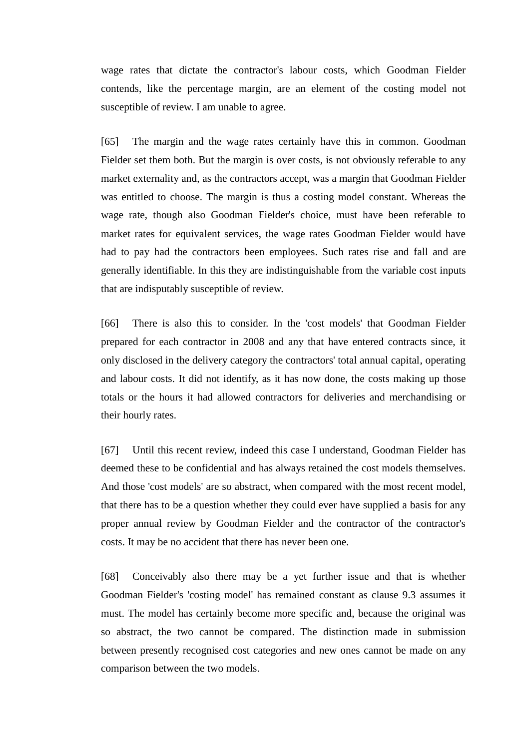wage rates that dictate the contractor's labour costs, which Goodman Fielder contends, like the percentage margin, are an element of the costing model not susceptible of review. I am unable to agree.

[65] The margin and the wage rates certainly have this in common. Goodman Fielder set them both. But the margin is over costs, is not obviously referable to any market externality and, as the contractors accept, was a margin that Goodman Fielder was entitled to choose. The margin is thus a costing model constant. Whereas the wage rate, though also Goodman Fielder's choice, must have been referable to market rates for equivalent services, the wage rates Goodman Fielder would have had to pay had the contractors been employees. Such rates rise and fall and are generally identifiable. In this they are indistinguishable from the variable cost inputs that are indisputably susceptible of review.

[66] There is also this to consider. In the 'cost models' that Goodman Fielder prepared for each contractor in 2008 and any that have entered contracts since, it only disclosed in the delivery category the contractors' total annual capital, operating and labour costs. It did not identify, as it has now done, the costs making up those totals or the hours it had allowed contractors for deliveries and merchandising or their hourly rates.

[67] Until this recent review, indeed this case I understand, Goodman Fielder has deemed these to be confidential and has always retained the cost models themselves. And those 'cost models' are so abstract, when compared with the most recent model, that there has to be a question whether they could ever have supplied a basis for any proper annual review by Goodman Fielder and the contractor of the contractor's costs. It may be no accident that there has never been one.

[68] Conceivably also there may be a yet further issue and that is whether Goodman Fielder's 'costing model' has remained constant as clause 9.3 assumes it must. The model has certainly become more specific and, because the original was so abstract, the two cannot be compared. The distinction made in submission between presently recognised cost categories and new ones cannot be made on any comparison between the two models.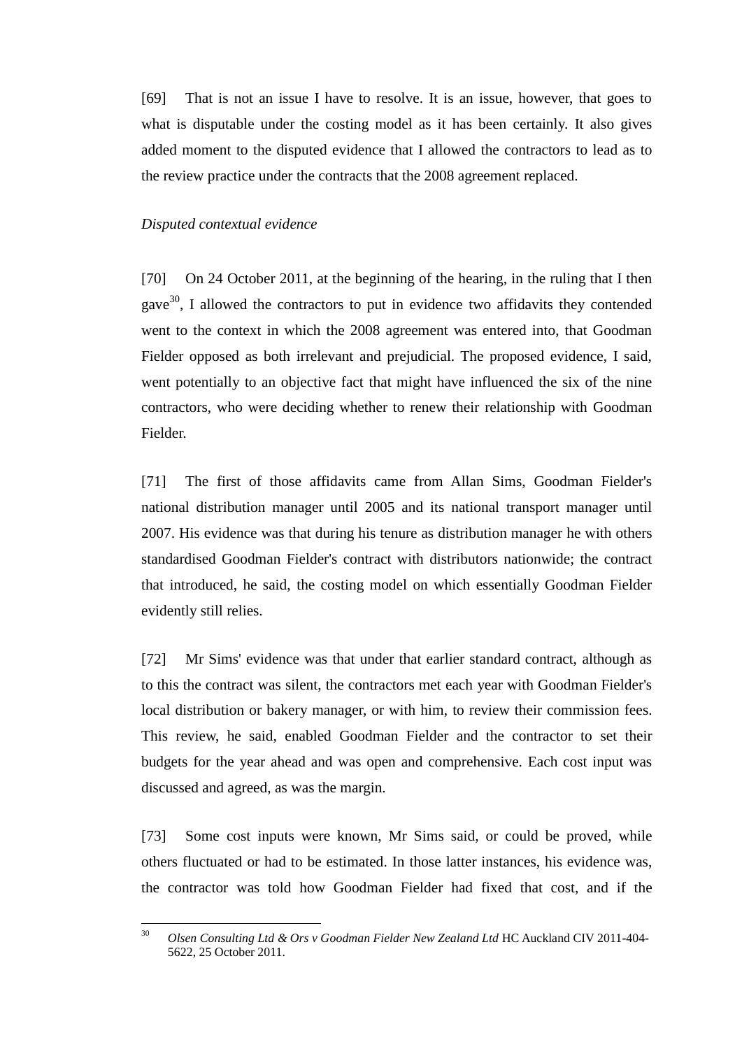[69] That is not an issue I have to resolve. It is an issue, however, that goes to what is disputable under the costing model as it has been certainly. It also gives added moment to the disputed evidence that I allowed the contractors to lead as to the review practice under the contracts that the 2008 agreement replaced.

*Disputed contextual evidence*

[70] On 24 October 2011, at the beginning of the hearing, in the ruling that I then gave[30], I allowed the contractors to put in evidence two affidavits they contended went to the context in which the 2008 agreement was entered into, that Goodman Fielder opposed as both irrelevant and prejudicial. The proposed evidence, I said, went potentially to an objective fact that might have influenced the six of the nine contractors, who were deciding whether to renew their relationship with Goodman Fielder.

[71] The first of those affidavits came from Allan Sims, Goodman Fielder's national distribution manager until 2005 and its national transport manager until 2007. His evidence was that during his tenure as distribution manager he with others standardised Goodman Fielder's contract with distributors nationwide; the contract that introduced, he said, the costing model on which essentially Goodman Fielder evidently still relies.

[72] Mr Sims' evidence was that under that earlier standard contract, although as to this the contract was silent, the contractors met each year with Goodman Fielder's local distribution or bakery manager, or with him, to review their commission fees. This review, he said, enabled Goodman Fielder and the contractor to set their budgets for the year ahead and was open and comprehensive. Each cost input was discussed and agreed, as was the margin.

[73] Some cost inputs were known, Mr Sims said, or could be proved, while others fluctuated or had to be estimated. In those latter instances, his evidence was, the contractor was told how Goodman Fielder had fixed that cost, and if the

---

[30] *Olsen Consulting Ltd & Ors v Goodman Fielder New Zealand Ltd* HC Auckland CIV 2011-404-5622, 25 October 2011.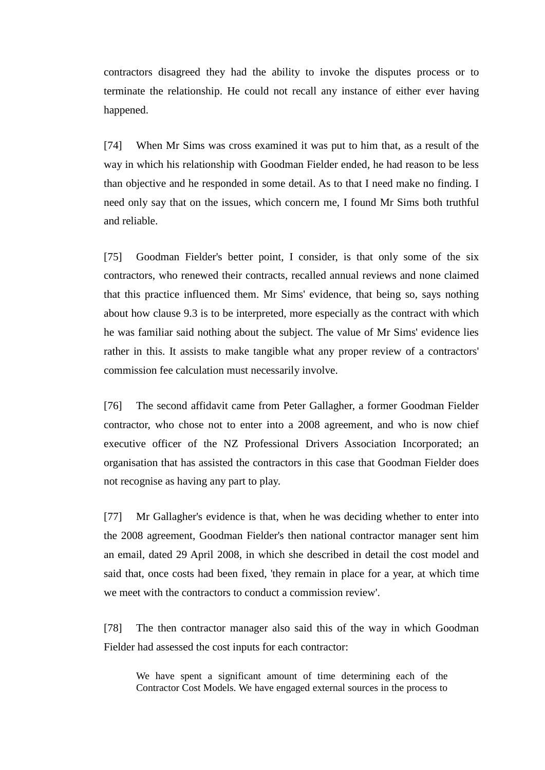contractors disagreed they had the ability to invoke the disputes process or to terminate the relationship. He could not recall any instance of either ever having happened.

[74] When Mr Sims was cross examined it was put to him that, as a result of the way in which his relationship with Goodman Fielder ended, he had reason to be less than objective and he responded in some detail. As to that I need make no finding. I need only say that on the issues, which concern me, I found Mr Sims both truthful and reliable.

[75] Goodman Fielder's better point, I consider, is that only some of the six contractors, who renewed their contracts, recalled annual reviews and none claimed that this practice influenced them. Mr Sims' evidence, that being so, says nothing about how clause 9.3 is to be interpreted, more especially as the contract with which he was familiar said nothing about the subject. The value of Mr Sims' evidence lies rather in this. It assists to make tangible what any proper review of a contractors' commission fee calculation must necessarily involve.

[76] The second affidavit came from Peter Gallagher, a former Goodman Fielder contractor, who chose not to enter into a 2008 agreement, and who is now chief executive officer of the NZ Professional Drivers Association Incorporated; an organisation that has assisted the contractors in this case that Goodman Fielder does not recognise as having any part to play.

[77] Mr Gallagher's evidence is that, when he was deciding whether to enter into the 2008 agreement, Goodman Fielder's then national contractor manager sent him an email, dated 29 April 2008, in which she described in detail the cost model and said that, once costs had been fixed, 'they remain in place for a year, at which time we meet with the contractors to conduct a commission review'.

[78] The then contractor manager also said this of the way in which Goodman Fielder had assessed the cost inputs for each contractor:

> We have spent a significant amount of time determining each of the Contractor Cost Models. We have engaged external sources in the process to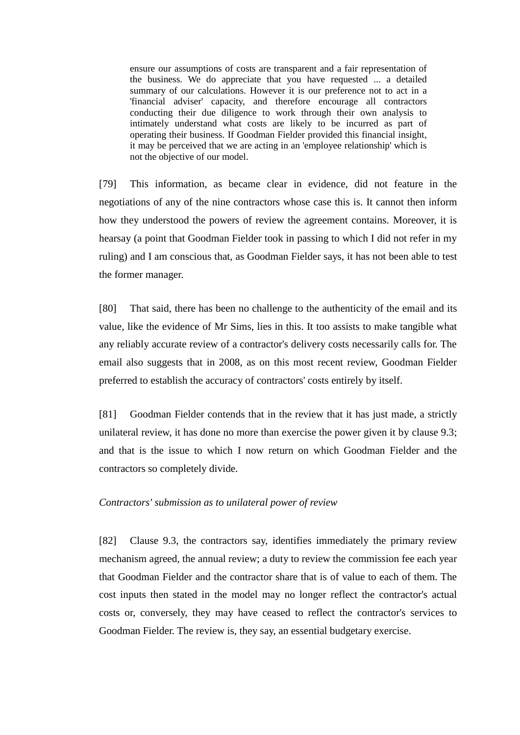> ensure our assumptions of costs are transparent and a fair representation of the business. We do appreciate that you have requested ... a detailed summary of our calculations. However it is our preference not to act in a 'financial adviser' capacity, and therefore encourage all contractors conducting their due diligence to work through their own analysis to intimately understand what costs are likely to be incurred as part of operating their business. If Goodman Fielder provided this financial insight, it may be perceived that we are acting in an 'employee relationship' which is not the objective of our model.

[79] This information, as became clear in evidence, did not feature in the negotiations of any of the nine contractors whose case this is. It cannot then inform how they understood the powers of review the agreement contains. Moreover, it is hearsay (a point that Goodman Fielder took in passing to which I did not refer in my ruling) and I am conscious that, as Goodman Fielder says, it has not been able to test the former manager.

[80] That said, there has been no challenge to the authenticity of the email and its value, like the evidence of Mr Sims, lies in this. It too assists to make tangible what any reliably accurate review of a contractor's delivery costs necessarily calls for. The email also suggests that in 2008, as on this most recent review, Goodman Fielder preferred to establish the accuracy of contractors' costs entirely by itself.

[81] Goodman Fielder contends that in the review that it has just made, a strictly unilateral review, it has done no more than exercise the power given it by clause 9.3; and that is the issue to which I now return on which Goodman Fielder and the contractors so completely divide.

*Contractors' submission as to unilateral power of review*

[82] Clause 9.3, the contractors say, identifies immediately the primary review mechanism agreed, the annual review; a duty to review the commission fee each year that Goodman Fielder and the contractor share that is of value to each of them. The cost inputs then stated in the model may no longer reflect the contractor's actual costs or, conversely, they may have ceased to reflect the contractor's services to Goodman Fielder. The review is, they say, an essential budgetary exercise.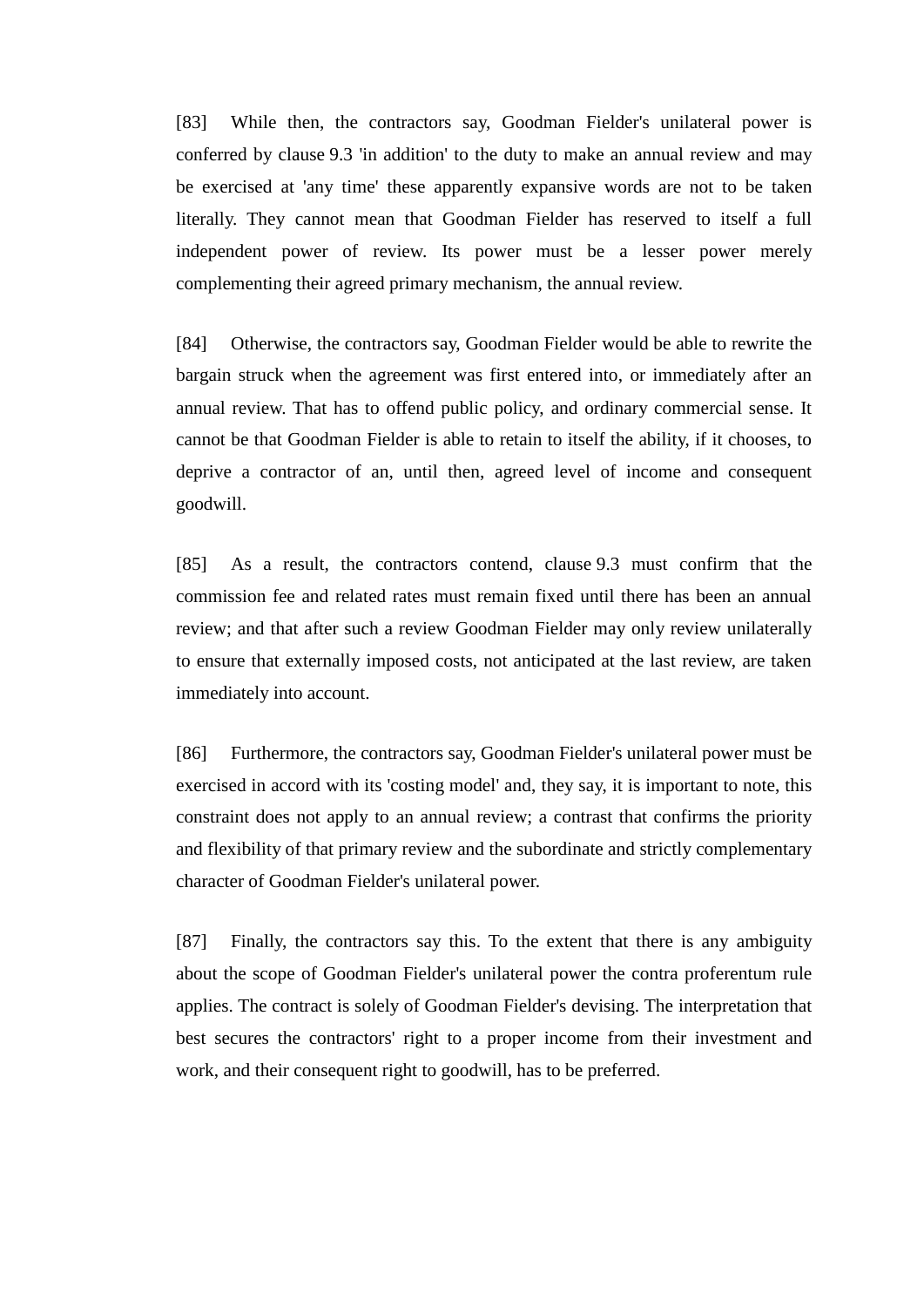[83] While then, the contractors say, Goodman Fielder's unilateral power is conferred by clause 9.3 'in addition' to the duty to make an annual review and may be exercised at 'any time' these apparently expansive words are not to be taken literally. They cannot mean that Goodman Fielder has reserved to itself a full independent power of review. Its power must be a lesser power merely complementing their agreed primary mechanism, the annual review.

[84] Otherwise, the contractors say, Goodman Fielder would be able to rewrite the bargain struck when the agreement was first entered into, or immediately after an annual review. That has to offend public policy, and ordinary commercial sense. It cannot be that Goodman Fielder is able to retain to itself the ability, if it chooses, to deprive a contractor of an, until then, agreed level of income and consequent goodwill.

[85] As a result, the contractors contend, clause 9.3 must confirm that the commission fee and related rates must remain fixed until there has been an annual review; and that after such a review Goodman Fielder may only review unilaterally to ensure that externally imposed costs, not anticipated at the last review, are taken immediately into account.

[86] Furthermore, the contractors say, Goodman Fielder's unilateral power must be exercised in accord with its 'costing model' and, they say, it is important to note, this constraint does not apply to an annual review; a contrast that confirms the priority and flexibility of that primary review and the subordinate and strictly complementary character of Goodman Fielder's unilateral power.

[87] Finally, the contractors say this. To the extent that there is any ambiguity about the scope of Goodman Fielder's unilateral power the contra proferentum rule applies. The contract is solely of Goodman Fielder's devising. The interpretation that best secures the contractors' right to a proper income from their investment and work, and their consequent right to goodwill, has to be preferred.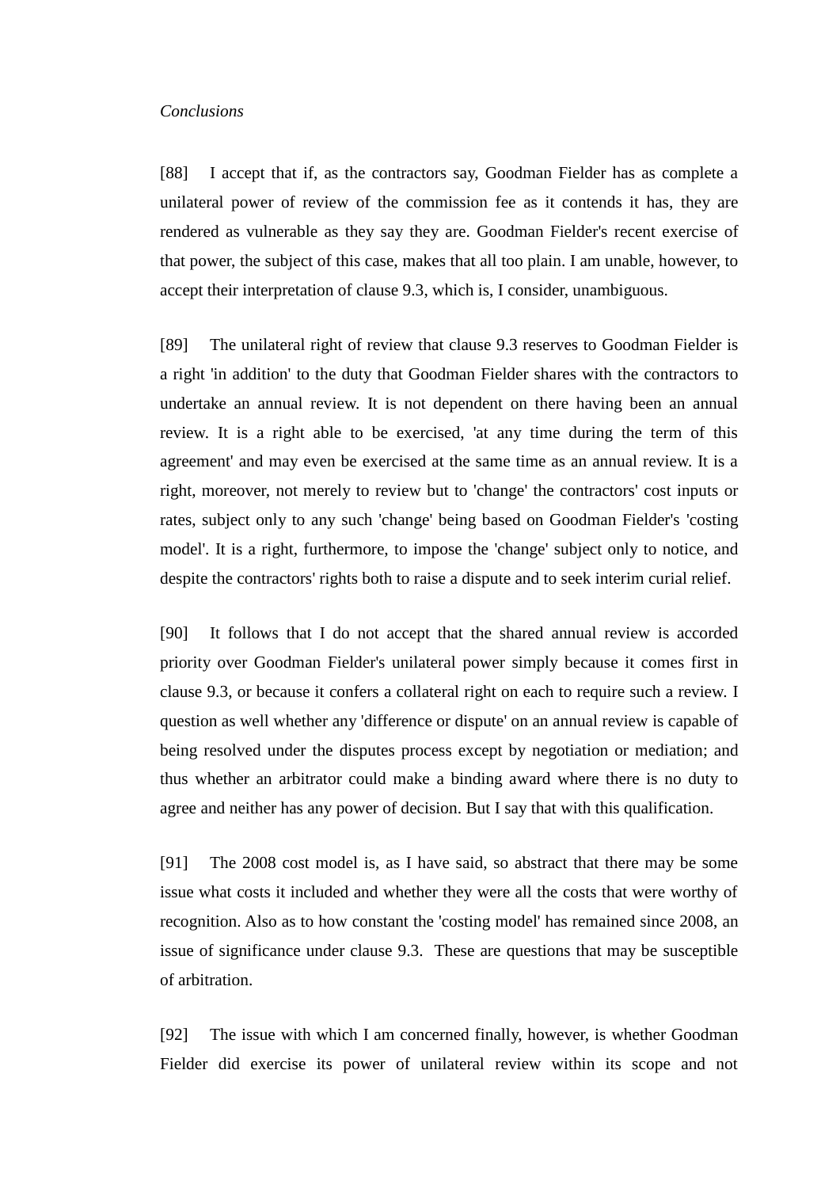*Conclusions*

[88] I accept that if, as the contractors say, Goodman Fielder has as complete a unilateral power of review of the commission fee as it contends it has, they are rendered as vulnerable as they say they are. Goodman Fielder's recent exercise of that power, the subject of this case, makes that all too plain. I am unable, however, to accept their interpretation of clause 9.3, which is, I consider, unambiguous.

[89] The unilateral right of review that clause 9.3 reserves to Goodman Fielder is a right 'in addition' to the duty that Goodman Fielder shares with the contractors to undertake an annual review. It is not dependent on there having been an annual review. It is a right able to be exercised, 'at any time during the term of this agreement' and may even be exercised at the same time as an annual review. It is a right, moreover, not merely to review but to 'change' the contractors' cost inputs or rates, subject only to any such 'change' being based on Goodman Fielder's 'costing model'. It is a right, furthermore, to impose the 'change' subject only to notice, and despite the contractors' rights both to raise a dispute and to seek interim curial relief.

[90] It follows that I do not accept that the shared annual review is accorded priority over Goodman Fielder's unilateral power simply because it comes first in clause 9.3, or because it confers a collateral right on each to require such a review. I question as well whether any 'difference or dispute' on an annual review is capable of being resolved under the disputes process except by negotiation or mediation; and thus whether an arbitrator could make a binding award where there is no duty to agree and neither has any power of decision. But I say that with this qualification.

[91] The 2008 cost model is, as I have said, so abstract that there may be some issue what costs it included and whether they were all the costs that were worthy of recognition. Also as to how constant the 'costing model' has remained since 2008, an issue of significance under clause 9.3. These are questions that may be susceptible of arbitration.

[92] The issue with which I am concerned finally, however, is whether Goodman Fielder did exercise its power of unilateral review within its scope and not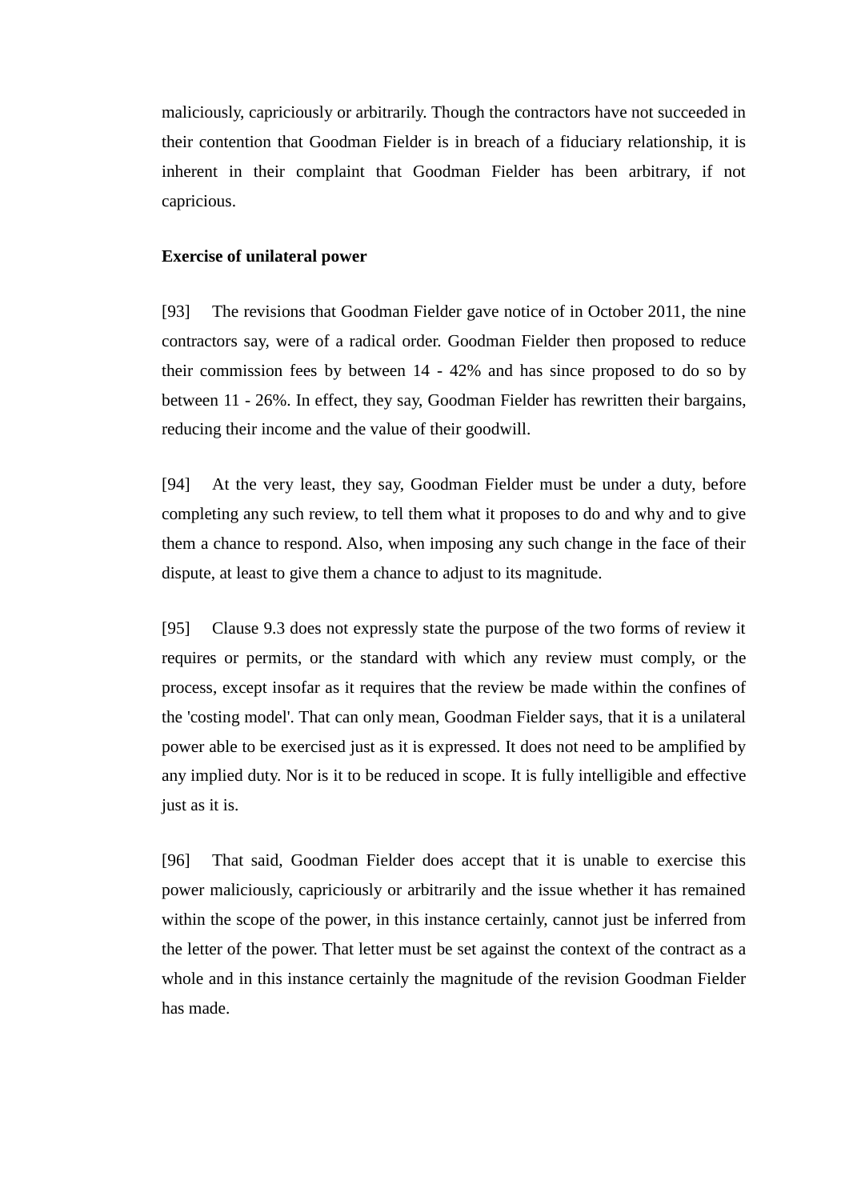maliciously, capriciously or arbitrarily. Though the contractors have not succeeded in their contention that Goodman Fielder is in breach of a fiduciary relationship, it is inherent in their complaint that Goodman Fielder has been arbitrary, if not capricious.

**Exercise of unilateral power**

[93] The revisions that Goodman Fielder gave notice of in October 2011, the nine contractors say, were of a radical order. Goodman Fielder then proposed to reduce their commission fees by between 14 - 42% and has since proposed to do so by between 11 - 26%. In effect, they say, Goodman Fielder has rewritten their bargains, reducing their income and the value of their goodwill.

[94] At the very least, they say, Goodman Fielder must be under a duty, before completing any such review, to tell them what it proposes to do and why and to give them a chance to respond. Also, when imposing any such change in the face of their dispute, at least to give them a chance to adjust to its magnitude.

[95] Clause 9.3 does not expressly state the purpose of the two forms of review it requires or permits, or the standard with which any review must comply, or the process, except insofar as it requires that the review be made within the confines of the 'costing model'. That can only mean, Goodman Fielder says, that it is a unilateral power able to be exercised just as it is expressed. It does not need to be amplified by any implied duty. Nor is it to be reduced in scope. It is fully intelligible and effective just as it is.

[96] That said, Goodman Fielder does accept that it is unable to exercise this power maliciously, capriciously or arbitrarily and the issue whether it has remained within the scope of the power, in this instance certainly, cannot just be inferred from the letter of the power. That letter must be set against the context of the contract as a whole and in this instance certainly the magnitude of the revision Goodman Fielder has made.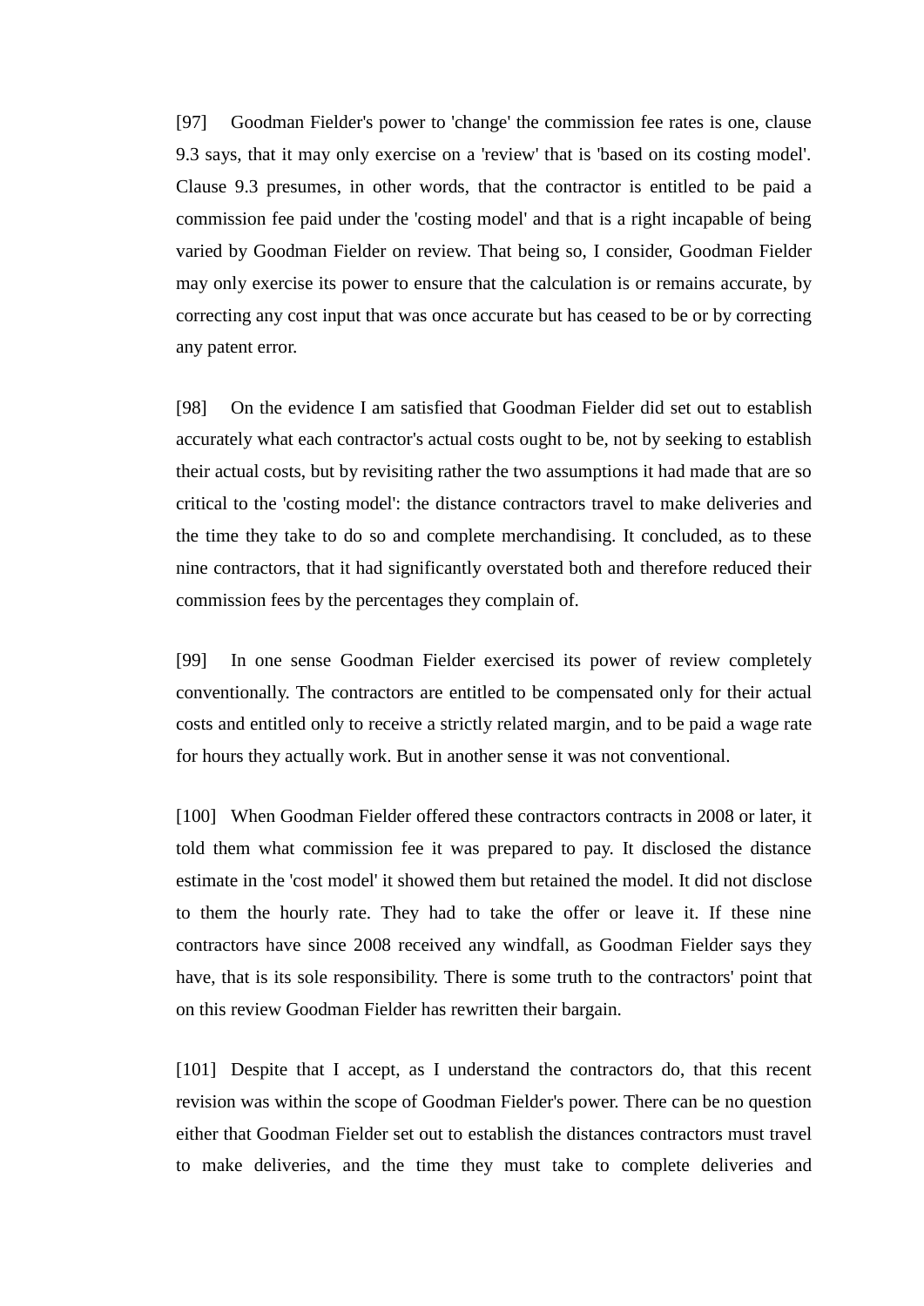[97] Goodman Fielder's power to 'change' the commission fee rates is one, clause 9.3 says, that it may only exercise on a 'review' that is 'based on its costing model'. Clause 9.3 presumes, in other words, that the contractor is entitled to be paid a commission fee paid under the 'costing model' and that is a right incapable of being varied by Goodman Fielder on review. That being so, I consider, Goodman Fielder may only exercise its power to ensure that the calculation is or remains accurate, by correcting any cost input that was once accurate but has ceased to be or by correcting any patent error.

[98] On the evidence I am satisfied that Goodman Fielder did set out to establish accurately what each contractor's actual costs ought to be, not by seeking to establish their actual costs, but by revisiting rather the two assumptions it had made that are so critical to the 'costing model': the distance contractors travel to make deliveries and the time they take to do so and complete merchandising. It concluded, as to these nine contractors, that it had significantly overstated both and therefore reduced their commission fees by the percentages they complain of.

[99] In one sense Goodman Fielder exercised its power of review completely conventionally. The contractors are entitled to be compensated only for their actual costs and entitled only to receive a strictly related margin, and to be paid a wage rate for hours they actually work. But in another sense it was not conventional.

[100] When Goodman Fielder offered these contractors contracts in 2008 or later, it told them what commission fee it was prepared to pay. It disclosed the distance estimate in the 'cost model' it showed them but retained the model. It did not disclose to them the hourly rate. They had to take the offer or leave it. If these nine contractors have since 2008 received any windfall, as Goodman Fielder says they have, that is its sole responsibility. There is some truth to the contractors' point that on this review Goodman Fielder has rewritten their bargain.

[101] Despite that I accept, as I understand the contractors do, that this recent revision was within the scope of Goodman Fielder's power. There can be no question either that Goodman Fielder set out to establish the distances contractors must travel to make deliveries, and the time they must take to complete deliveries and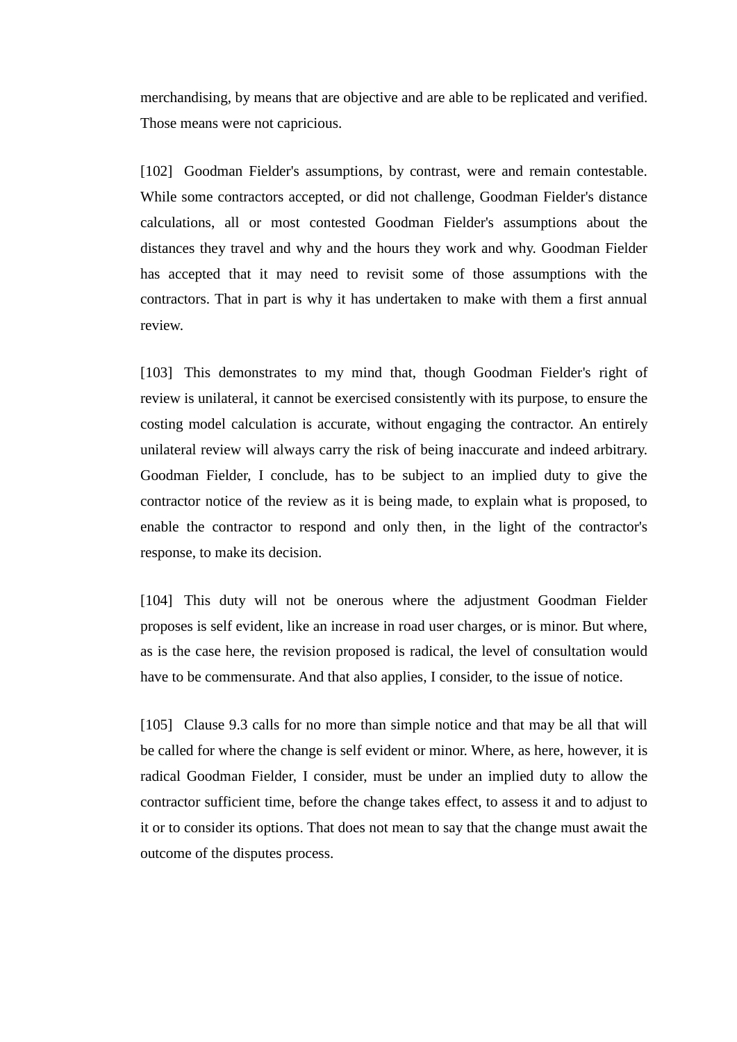merchandising, by means that are objective and are able to be replicated and verified. Those means were not capricious.

[102] Goodman Fielder's assumptions, by contrast, were and remain contestable. While some contractors accepted, or did not challenge, Goodman Fielder's distance calculations, all or most contested Goodman Fielder's assumptions about the distances they travel and why and the hours they work and why. Goodman Fielder has accepted that it may need to revisit some of those assumptions with the contractors. That in part is why it has undertaken to make with them a first annual review.

[103] This demonstrates to my mind that, though Goodman Fielder's right of review is unilateral, it cannot be exercised consistently with its purpose, to ensure the costing model calculation is accurate, without engaging the contractor. An entirely unilateral review will always carry the risk of being inaccurate and indeed arbitrary. Goodman Fielder, I conclude, has to be subject to an implied duty to give the contractor notice of the review as it is being made, to explain what is proposed, to enable the contractor to respond and only then, in the light of the contractor's response, to make its decision.

[104] This duty will not be onerous where the adjustment Goodman Fielder proposes is self evident, like an increase in road user charges, or is minor. But where, as is the case here, the revision proposed is radical, the level of consultation would have to be commensurate. And that also applies, I consider, to the issue of notice.

[105] Clause 9.3 calls for no more than simple notice and that may be all that will be called for where the change is self evident or minor. Where, as here, however, it is radical Goodman Fielder, I consider, must be under an implied duty to allow the contractor sufficient time, before the change takes effect, to assess it and to adjust to it or to consider its options. That does not mean to say that the change must await the outcome of the disputes process.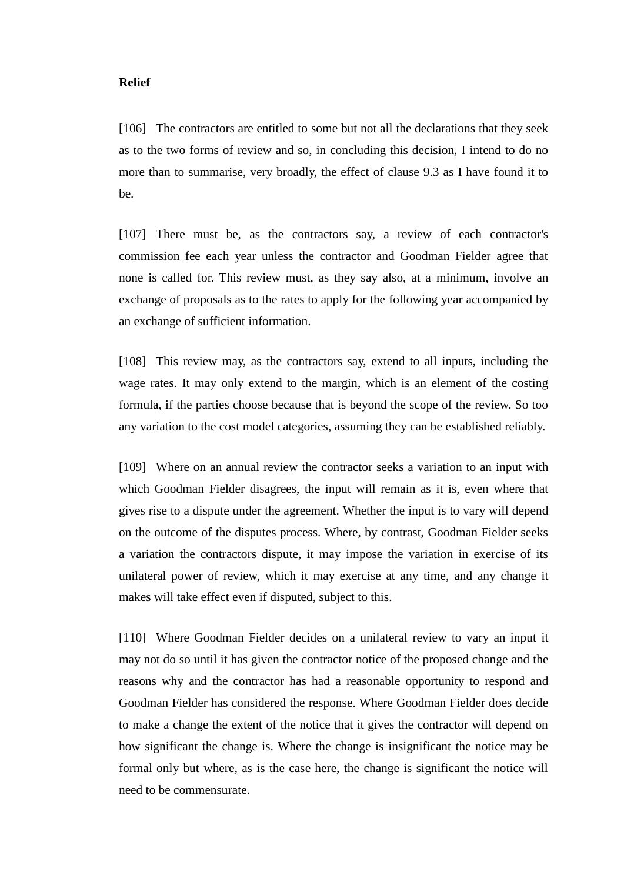**Relief**

[106] The contractors are entitled to some but not all the declarations that they seek as to the two forms of review and so, in concluding this decision, I intend to do no more than to summarise, very broadly, the effect of clause 9.3 as I have found it to be.

[107] There must be, as the contractors say, a review of each contractor's commission fee each year unless the contractor and Goodman Fielder agree that none is called for. This review must, as they say also, at a minimum, involve an exchange of proposals as to the rates to apply for the following year accompanied by an exchange of sufficient information.

[108] This review may, as the contractors say, extend to all inputs, including the wage rates. It may only extend to the margin, which is an element of the costing formula, if the parties choose because that is beyond the scope of the review. So too any variation to the cost model categories, assuming they can be established reliably.

[109] Where on an annual review the contractor seeks a variation to an input with which Goodman Fielder disagrees, the input will remain as it is, even where that gives rise to a dispute under the agreement. Whether the input is to vary will depend on the outcome of the disputes process. Where, by contrast, Goodman Fielder seeks a variation the contractors dispute, it may impose the variation in exercise of its unilateral power of review, which it may exercise at any time, and any change it makes will take effect even if disputed, subject to this.

[110] Where Goodman Fielder decides on a unilateral review to vary an input it may not do so until it has given the contractor notice of the proposed change and the reasons why and the contractor has had a reasonable opportunity to respond and Goodman Fielder has considered the response. Where Goodman Fielder does decide to make a change the extent of the notice that it gives the contractor will depend on how significant the change is. Where the change is insignificant the notice may be formal only but where, as is the case here, the change is significant the notice will need to be commensurate.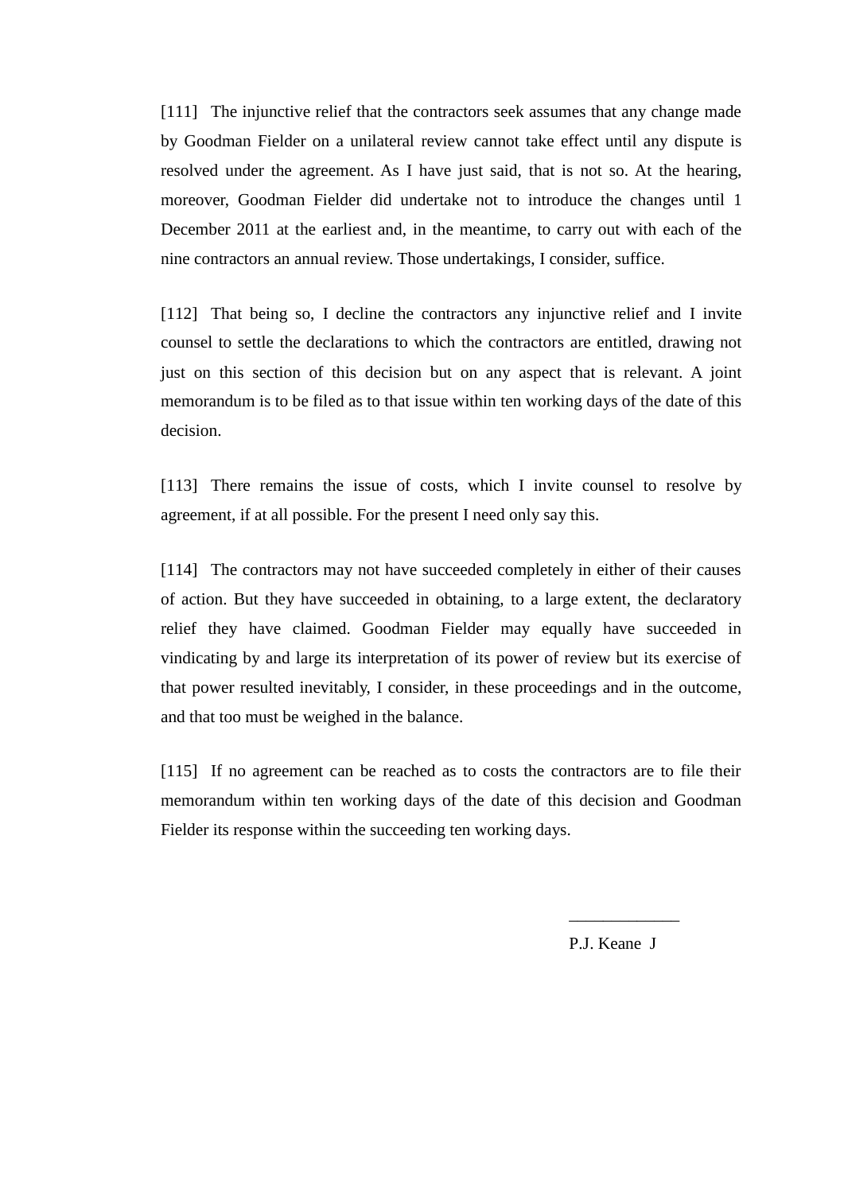[111] The injunctive relief that the contractors seek assumes that any change made by Goodman Fielder on a unilateral review cannot take effect until any dispute is resolved under the agreement. As I have just said, that is not so. At the hearing, moreover, Goodman Fielder did undertake not to introduce the changes until 1 December 2011 at the earliest and, in the meantime, to carry out with each of the nine contractors an annual review. Those undertakings, I consider, suffice.

[112] That being so, I decline the contractors any injunctive relief and I invite counsel to settle the declarations to which the contractors are entitled, drawing not just on this section of this decision but on any aspect that is relevant. A joint memorandum is to be filed as to that issue within ten working days of the date of this decision.

[113] There remains the issue of costs, which I invite counsel to resolve by agreement, if at all possible. For the present I need only say this.

[114] The contractors may not have succeeded completely in either of their causes of action. But they have succeeded in obtaining, to a large extent, the declaratory relief they have claimed. Goodman Fielder may equally have succeeded in vindicating by and large its interpretation of its power of review but its exercise of that power resulted inevitably, I consider, in these proceedings and in the outcome, and that too must be weighed in the balance.

[115] If no agreement can be reached as to costs the contractors are to file their memorandum within ten working days of the date of this decision and Goodman Fielder its response within the succeeding ten working days.

_____________

P.J. Keane J